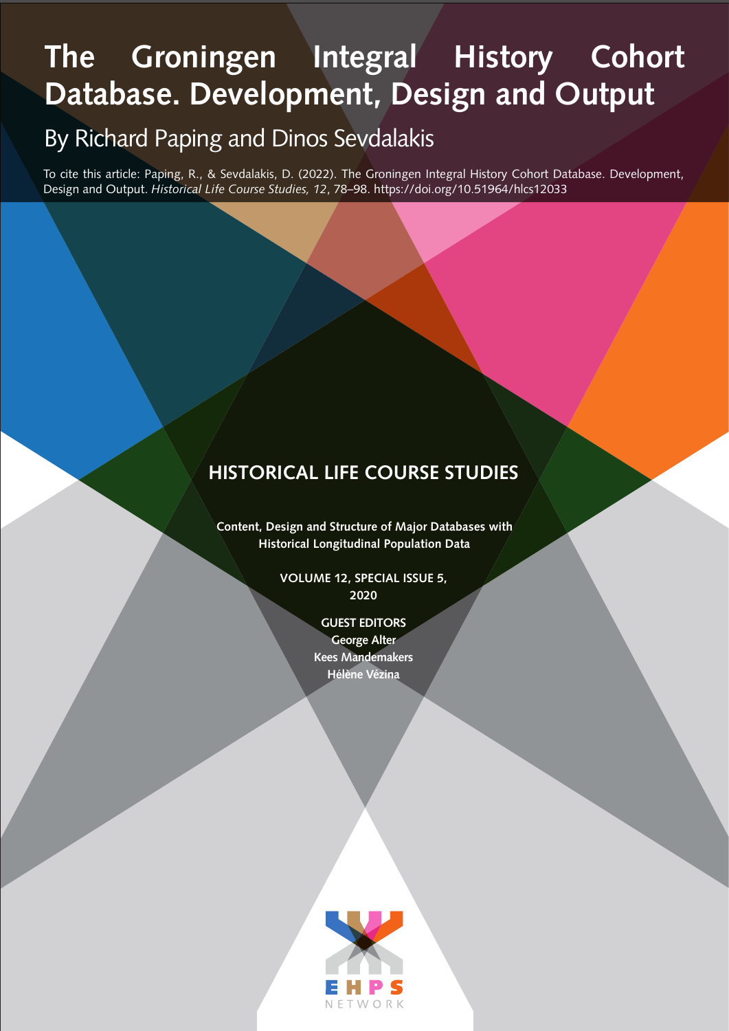# The Groningen Integral History Cohort Database. Development, Design and Output

By Richard Paping and Dinos Sevdalakis

To cite this article: Paping, R., & Sevdalakis, D. (2022). The Groningen Integral History Cohort Database. Development, Design and Output. *Historical Life Course Studies, 12*, 78–98. https://doi.org/10.51964/hlcs12033

HISTORICAL LIFE COURSE STUDIES

**Content, Design and Structure of Major Databases with Historical Longitudinal Population Data**

**VOLUME 12, SPECIAL ISSUE 5, 2020**

**GUEST EDITORS**
**George Alter**
**Kees Mandemakers**
**Hélène Vézina**

EHPS NETWORK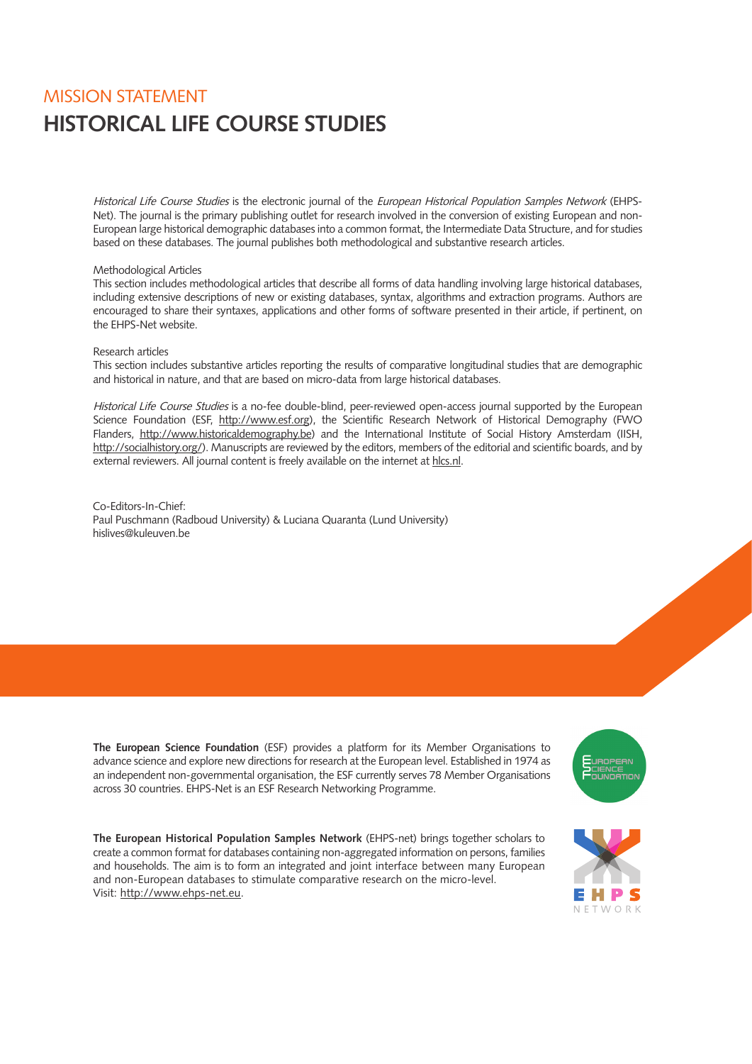## MISSION STATEMENT

# HISTORICAL LIFE COURSE STUDIES

*Historical Life Course Studies* is the electronic journal of the *European Historical Population Samples Network* (EHPS-Net). The journal is the primary publishing outlet for research involved in the conversion of existing European and non-European large historical demographic databases into a common format, the Intermediate Data Structure, and for studies based on these databases. The journal publishes both methodological and substantive research articles.

Methodological Articles
This section includes methodological articles that describe all forms of data handling involving large historical databases, including extensive descriptions of new or existing databases, syntax, algorithms and extraction programs. Authors are encouraged to share their syntaxes, applications and other forms of software presented in their article, if pertinent, on the EHPS-Net website.

Research articles
This section includes substantive articles reporting the results of comparative longitudinal studies that are demographic and historical in nature, and that are based on micro-data from large historical databases.

*Historical Life Course Studies* is a no-fee double-blind, peer-reviewed open-access journal supported by the European Science Foundation (ESF, http://www.esf.org), the Scientific Research Network of Historical Demography (FWO Flanders, http://www.historicaldemography.be) and the International Institute of Social History Amsterdam (IISH, http://socialhistory.org/). Manuscripts are reviewed by the editors, members of the editorial and scientific boards, and by external reviewers. All journal content is freely available on the internet at hlcs.nl.

Co-Editors-In-Chief:
Paul Puschmann (Radboud University) & Luciana Quaranta (Lund University)
hislives@kuleuven.be

**The European Science Foundation** (ESF) provides a platform for its Member Organisations to advance science and explore new directions for research at the European level. Established in 1974 as an independent non-governmental organisation, the ESF currently serves 78 Member Organisations across 30 countries. EHPS-Net is an ESF Research Networking Programme.

**The European Historical Population Samples Network** (EHPS-net) brings together scholars to create a common format for databases containing non-aggregated information on persons, families and households. The aim is to form an integrated and joint interface between many European and non-European databases to stimulate comparative research on the micro-level.
Visit: http://www.ehps-net.eu.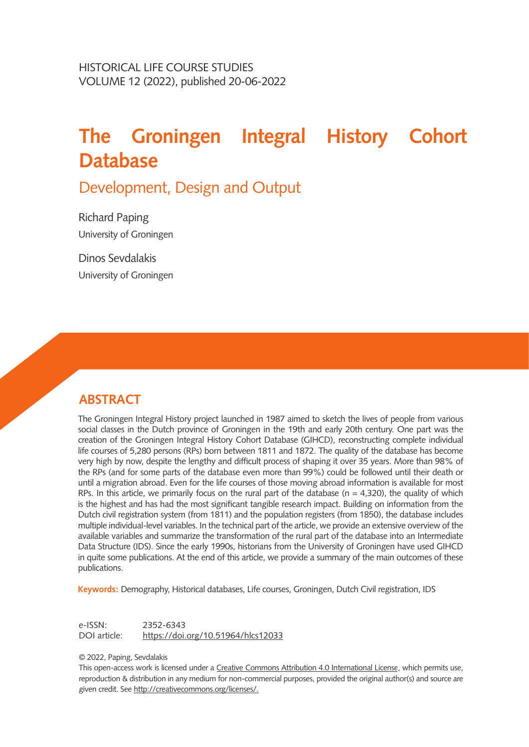HISTORICAL LIFE COURSE STUDIES
VOLUME 12 (2022), published 20-06-2022

# The Groningen Integral History Cohort Database

## Development, Design and Output

Richard Paping
University of Groningen

Dinos Sevdalakis
University of Groningen

## ABSTRACT

The Groningen Integral History project launched in 1987 aimed to sketch the lives of people from various social classes in the Dutch province of Groningen in the 19th and early 20th century. One part was the creation of the Groningen Integral History Cohort Database (GIHCD), reconstructing complete individual life courses of 5,280 persons (RPs) born between 1811 and 1872. The quality of the database has become very high by now, despite the lengthy and difficult process of shaping it over 35 years. More than 98% of the RPs (and for some parts of the database even more than 99%) could be followed until their death or until a migration abroad. Even for the life courses of those moving abroad information is available for most RPs. In this article, we primarily focus on the rural part of the database (n = 4,320), the quality of which is the highest and has had the most significant tangible research impact. Building on information from the Dutch civil registration system (from 1811) and the population registers (from 1850), the database includes multiple individual-level variables. In the technical part of the article, we provide an extensive overview of the available variables and summarize the transformation of the rural part of the database into an Intermediate Data Structure (IDS). Since the early 1990s, historians from the University of Groningen have used GIHCD in quite some publications. At the end of this article, we provide a summary of the main outcomes of these publications.

**Keywords:** Demography, Historical databases, Life courses, Groningen, Dutch Civil registration, IDS

e-ISSN: 2352-6343
DOI article: https://doi.org/10.51964/hlcs12033

© 2022, Paping, Sevdalakis
This open-access work is licensed under a Creative Commons Attribution 4.0 International License, which permits use, reproduction & distribution in any medium for non-commercial purposes, provided the original author(s) and source are given credit. See http://creativecommons.org/licenses/.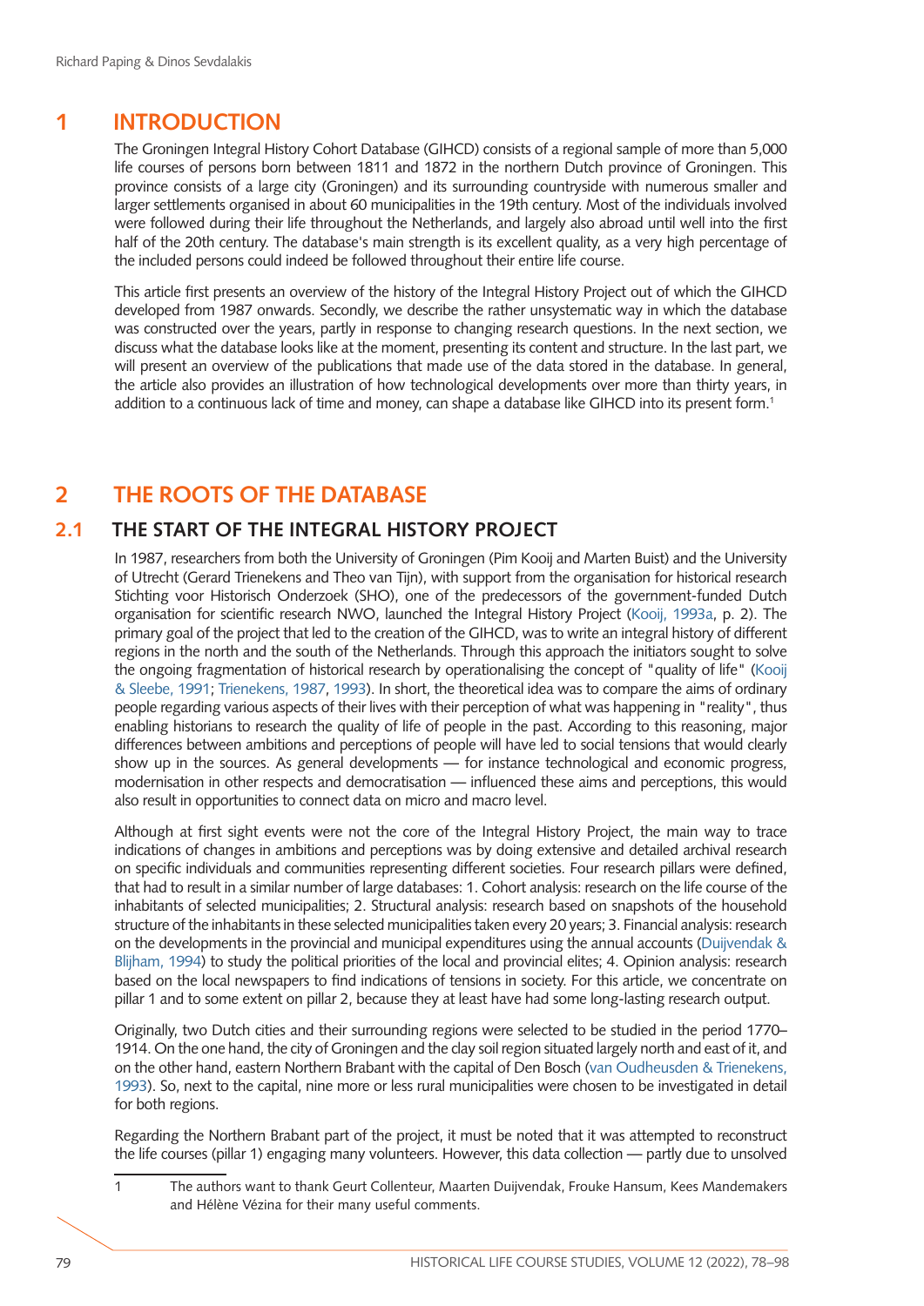# 1 INTRODUCTION

The Groningen Integral History Cohort Database (GIHCD) consists of a regional sample of more than 5,000 life courses of persons born between 1811 and 1872 in the northern Dutch province of Groningen. This province consists of a large city (Groningen) and its surrounding countryside with numerous smaller and larger settlements organised in about 60 municipalities in the 19th century. Most of the individuals involved were followed during their life throughout the Netherlands, and largely also abroad until well into the first half of the 20th century. The database's main strength is its excellent quality, as a very high percentage of the included persons could indeed be followed throughout their entire life course.

This article first presents an overview of the history of the Integral History Project out of which the GIHCD developed from 1987 onwards. Secondly, we describe the rather unsystematic way in which the database was constructed over the years, partly in response to changing research questions. In the next section, we discuss what the database looks like at the moment, presenting its content and structure. In the last part, we will present an overview of the publications that made use of the data stored in the database. In general, the article also provides an illustration of how technological developments over more than thirty years, in addition to a continuous lack of time and money, can shape a database like GIHCD into its present form.[1]

# 2 THE ROOTS OF THE DATABASE

## 2.1 THE START OF THE INTEGRAL HISTORY PROJECT

In 1987, researchers from both the University of Groningen (Pim Kooij and Marten Buist) and the University of Utrecht (Gerard Trienekens and Theo van Tijn), with support from the organisation for historical research Stichting voor Historisch Onderzoek (SHO), one of the predecessors of the government-funded Dutch organisation for scientific research NWO, launched the Integral History Project (Kooij, 1993a, p. 2). The primary goal of the project that led to the creation of the GIHCD, was to write an integral history of different regions in the north and the south of the Netherlands. Through this approach the initiators sought to solve the ongoing fragmentation of historical research by operationalising the concept of "quality of life" (Kooij & Sleebe, 1991; Trienekens, 1987, 1993). In short, the theoretical idea was to compare the aims of ordinary people regarding various aspects of their lives with their perception of what was happening in "reality", thus enabling historians to research the quality of life of people in the past. According to this reasoning, major differences between ambitions and perceptions of people will have led to social tensions that would clearly show up in the sources. As general developments — for instance technological and economic progress, modernisation in other respects and democratisation — influenced these aims and perceptions, this would also result in opportunities to connect data on micro and macro level.

Although at first sight events were not the core of the Integral History Project, the main way to trace indications of changes in ambitions and perceptions was by doing extensive and detailed archival research on specific individuals and communities representing different societies. Four research pillars were defined, that had to result in a similar number of large databases: 1. Cohort analysis: research on the life course of the inhabitants of selected municipalities; 2. Structural analysis: research based on snapshots of the household structure of the inhabitants in these selected municipalities taken every 20 years; 3. Financial analysis: research on the developments in the provincial and municipal expenditures using the annual accounts (Duijvendak & Blijham, 1994) to study the political priorities of the local and provincial elites; 4. Opinion analysis: research based on the local newspapers to find indications of tensions in society. For this article, we concentrate on pillar 1 and to some extent on pillar 2, because they at least have had some long-lasting research output.

Originally, two Dutch cities and their surrounding regions were selected to be studied in the period 1770–1914. On the one hand, the city of Groningen and the clay soil region situated largely north and east of it, and on the other hand, eastern Northern Brabant with the capital of Den Bosch (van Oudheusden & Trienekens, 1993). So, next to the capital, nine more or less rural municipalities were chosen to be investigated in detail for both regions.

Regarding the Northern Brabant part of the project, it must be noted that it was attempted to reconstruct the life courses (pillar 1) engaging many volunteers. However, this data collection — partly due to unsolved

---

1 The authors want to thank Geurt Collenteur, Maarten Duijvendak, Frouke Hansum, Kees Mandemakers and Hélène Vézina for their many useful comments.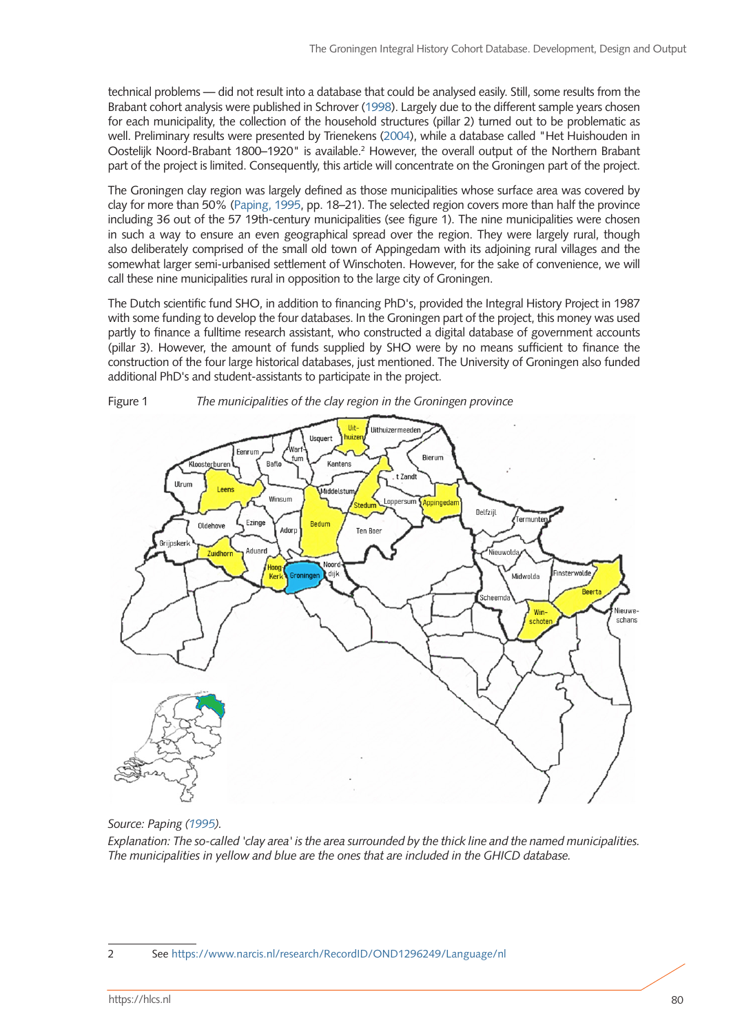technical problems — did not result into a database that could be analysed easily. Still, some results from the Brabant cohort analysis were published in Schrover (1998). Largely due to the different sample years chosen for each municipality, the collection of the household structures (pillar 2) turned out to be problematic as well. Preliminary results were presented by Trienekens (2004), while a database called "Het Huishouden in Oostelijk Noord-Brabant 1800–1920" is available.[2] However, the overall output of the Northern Brabant part of the project is limited. Consequently, this article will concentrate on the Groningen part of the project.

The Groningen clay region was largely defined as those municipalities whose surface area was covered by clay for more than 50% (Paping, 1995, pp. 18–21). The selected region covers more than half the province including 36 out of the 57 19th-century municipalities (see figure 1). The nine municipalities were chosen in such a way to ensure an even geographical spread over the region. They were largely rural, though also deliberately comprised of the small old town of Appingedam with its adjoining rural villages and the somewhat larger semi-urbanised settlement of Winschoten. However, for the sake of convenience, we will call these nine municipalities rural in opposition to the large city of Groningen.

The Dutch scientific fund SHO, in addition to financing PhD's, provided the Integral History Project in 1987 with some funding to develop the four databases. In the Groningen part of the project, this money was used partly to finance a fulltime research assistant, who constructed a digital database of government accounts (pillar 3). However, the amount of funds supplied by SHO were by no means sufficient to finance the construction of the four large historical databases, just mentioned. The University of Groningen also funded additional PhD's and student-assistants to participate in the project.

Figure 1 *The municipalities of the clay region in the Groningen province*

*Source: Paping (1995).*

*Explanation: The so-called 'clay area' is the area surrounded by the thick line and the named municipalities. The municipalities in yellow and blue are the ones that are included in the GHICD database.*

2 See https://www.narcis.nl/research/RecordID/OND1296249/Language/nl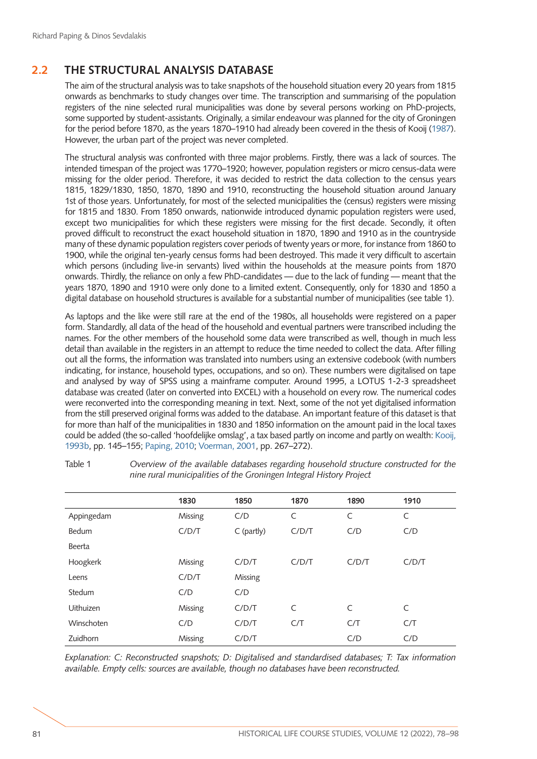## 2.2 THE STRUCTURAL ANALYSIS DATABASE

The aim of the structural analysis was to take snapshots of the household situation every 20 years from 1815 onwards as benchmarks to study changes over time. The transcription and summarising of the population registers of the nine selected rural municipalities was done by several persons working on PhD-projects, some supported by student-assistants. Originally, a similar endeavour was planned for the city of Groningen for the period before 1870, as the years 1870–1910 had already been covered in the thesis of Kooij (1987). However, the urban part of the project was never completed.

The structural analysis was confronted with three major problems. Firstly, there was a lack of sources. The intended timespan of the project was 1770–1920; however, population registers or micro census-data were missing for the older period. Therefore, it was decided to restrict the data collection to the census years 1815, 1829/1830, 1850, 1870, 1890 and 1910, reconstructing the household situation around January 1st of those years. Unfortunately, for most of the selected municipalities the (census) registers were missing for 1815 and 1830. From 1850 onwards, nationwide introduced dynamic population registers were used, except two municipalities for which these registers were missing for the first decade. Secondly, it often proved difficult to reconstruct the exact household situation in 1870, 1890 and 1910 as in the countryside many of these dynamic population registers cover periods of twenty years or more, for instance from 1860 to 1900, while the original ten-yearly census forms had been destroyed. This made it very difficult to ascertain which persons (including live-in servants) lived within the households at the measure points from 1870 onwards. Thirdly, the reliance on only a few PhD-candidates — due to the lack of funding — meant that the years 1870, 1890 and 1910 were only done to a limited extent. Consequently, only for 1830 and 1850 a digital database on household structures is available for a substantial number of municipalities (see table 1).

As laptops and the like were still rare at the end of the 1980s, all households were registered on a paper form. Standardly, all data of the head of the household and eventual partners were transcribed including the names. For the other members of the household some data were transcribed as well, though in much less detail than available in the registers in an attempt to reduce the time needed to collect the data. After filling out all the forms, the information was translated into numbers using an extensive codebook (with numbers indicating, for instance, household types, occupations, and so on). These numbers were digitalised on tape and analysed by way of SPSS using a mainframe computer. Around 1995, a LOTUS 1-2-3 spreadsheet database was created (later on converted into EXCEL) with a household on every row. The numerical codes were reconverted into the corresponding meaning in text. Next, some of the not yet digitalised information from the still preserved original forms was added to the database. An important feature of this dataset is that for more than half of the municipalities in 1830 and 1850 information on the amount paid in the local taxes could be added (the so-called 'hoofdelijke omslag', a tax based partly on income and partly on wealth: Kooij, 1993b, pp. 145–155; Paping, 2010; Voerman, 2001, pp. 267–272).

Table 1 *Overview of the available databases regarding household structure constructed for the nine rural municipalities of the Groningen Integral History Project*

| | 1830 | 1850 | 1870 | 1890 | 1910 |
|---|---|---|---|---|---|
| Appingedam | Missing | C/D | C | C | C |
| Bedum | C/D/T | C (partly) | C/D/T | C/D | C/D |
| Beerta | | | | | |
| Hoogkerk | Missing | C/D/T | C/D/T | C/D/T | C/D/T |
| Leens | C/D/T | Missing | | | |
| Stedum | C/D | C/D | | | |
| Uithuizen | Missing | C/D/T | C | C | C |
| Winschoten | C/D | C/D/T | C/T | C/T | C/T |
| Zuidhorn | Missing | C/D/T | | C/D | C/D |

*Explanation: C: Reconstructed snapshots; D: Digitalised and standardised databases; T: Tax information available. Empty cells: sources are available, though no databases have been reconstructed.*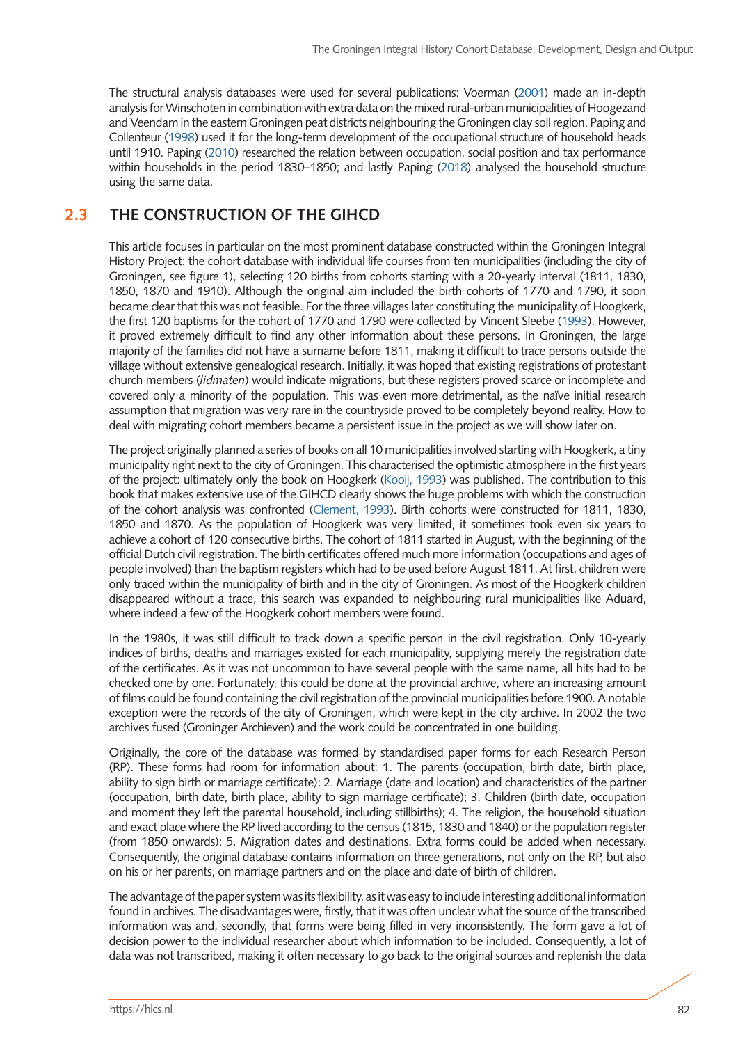The structural analysis databases were used for several publications: Voerman (2001) made an in-depth analysis for Winschoten in combination with extra data on the mixed rural-urban municipalities of Hoogezand and Veendam in the eastern Groningen peat districts neighbouring the Groningen clay soil region. Paping and Collenteur (1998) used it for the long-term development of the occupational structure of household heads until 1910. Paping (2010) researched the relation between occupation, social position and tax performance within households in the period 1830–1850; and lastly Paping (2018) analysed the household structure using the same data.

## 2.3 THE CONSTRUCTION OF THE GIHCD

This article focuses in particular on the most prominent database constructed within the Groningen Integral History Project: the cohort database with individual life courses from ten municipalities (including the city of Groningen, see figure 1), selecting 120 births from cohorts starting with a 20-yearly interval (1811, 1830, 1850, 1870 and 1910). Although the original aim included the birth cohorts of 1770 and 1790, it soon became clear that this was not feasible. For the three villages later constituting the municipality of Hoogkerk, the first 120 baptisms for the cohort of 1770 and 1790 were collected by Vincent Sleebe (1993). However, it proved extremely difficult to find any other information about these persons. In Groningen, the large majority of the families did not have a surname before 1811, making it difficult to trace persons outside the village without extensive genealogical research. Initially, it was hoped that existing registrations of protestant church members (*lidmaten*) would indicate migrations, but these registers proved scarce or incomplete and covered only a minority of the population. This was even more detrimental, as the naïve initial research assumption that migration was very rare in the countryside proved to be completely beyond reality. How to deal with migrating cohort members became a persistent issue in the project as we will show later on.

The project originally planned a series of books on all 10 municipalities involved starting with Hoogkerk, a tiny municipality right next to the city of Groningen. This characterised the optimistic atmosphere in the first years of the project: ultimately only the book on Hoogkerk (Kooij, 1993) was published. The contribution to this book that makes extensive use of the GIHCD clearly shows the huge problems with which the construction of the cohort analysis was confronted (Clement, 1993). Birth cohorts were constructed for 1811, 1830, 1850 and 1870. As the population of Hoogkerk was very limited, it sometimes took even six years to achieve a cohort of 120 consecutive births. The cohort of 1811 started in August, with the beginning of the official Dutch civil registration. The birth certificates offered much more information (occupations and ages of people involved) than the baptism registers which had to be used before August 1811. At first, children were only traced within the municipality of birth and in the city of Groningen. As most of the Hoogkerk children disappeared without a trace, this search was expanded to neighbouring rural municipalities like Aduard, where indeed a few of the Hoogkerk cohort members were found.

In the 1980s, it was still difficult to track down a specific person in the civil registration. Only 10-yearly indices of births, deaths and marriages existed for each municipality, supplying merely the registration date of the certificates. As it was not uncommon to have several people with the same name, all hits had to be checked one by one. Fortunately, this could be done at the provincial archive, where an increasing amount of films could be found containing the civil registration of the provincial municipalities before 1900. A notable exception were the records of the city of Groningen, which were kept in the city archive. In 2002 the two archives fused (Groninger Archieven) and the work could be concentrated in one building.

Originally, the core of the database was formed by standardised paper forms for each Research Person (RP). These forms had room for information about: 1. The parents (occupation, birth date, birth place, ability to sign birth or marriage certificate); 2. Marriage (date and location) and characteristics of the partner (occupation, birth date, birth place, ability to sign marriage certificate); 3. Children (birth date, occupation and moment they left the parental household, including stillbirths); 4. The religion, the household situation and exact place where the RP lived according to the census (1815, 1830 and 1840) or the population register (from 1850 onwards); 5. Migration dates and destinations. Extra forms could be added when necessary. Consequently, the original database contains information on three generations, not only on the RP, but also on his or her parents, on marriage partners and on the place and date of birth of children.

The advantage of the paper system was its flexibility, as it was easy to include interesting additional information found in archives. The disadvantages were, firstly, that it was often unclear what the source of the transcribed information was and, secondly, that forms were being filled in very inconsistently. The form gave a lot of decision power to the individual researcher about which information to be included. Consequently, a lot of data was not transcribed, making it often necessary to go back to the original sources and replenish the data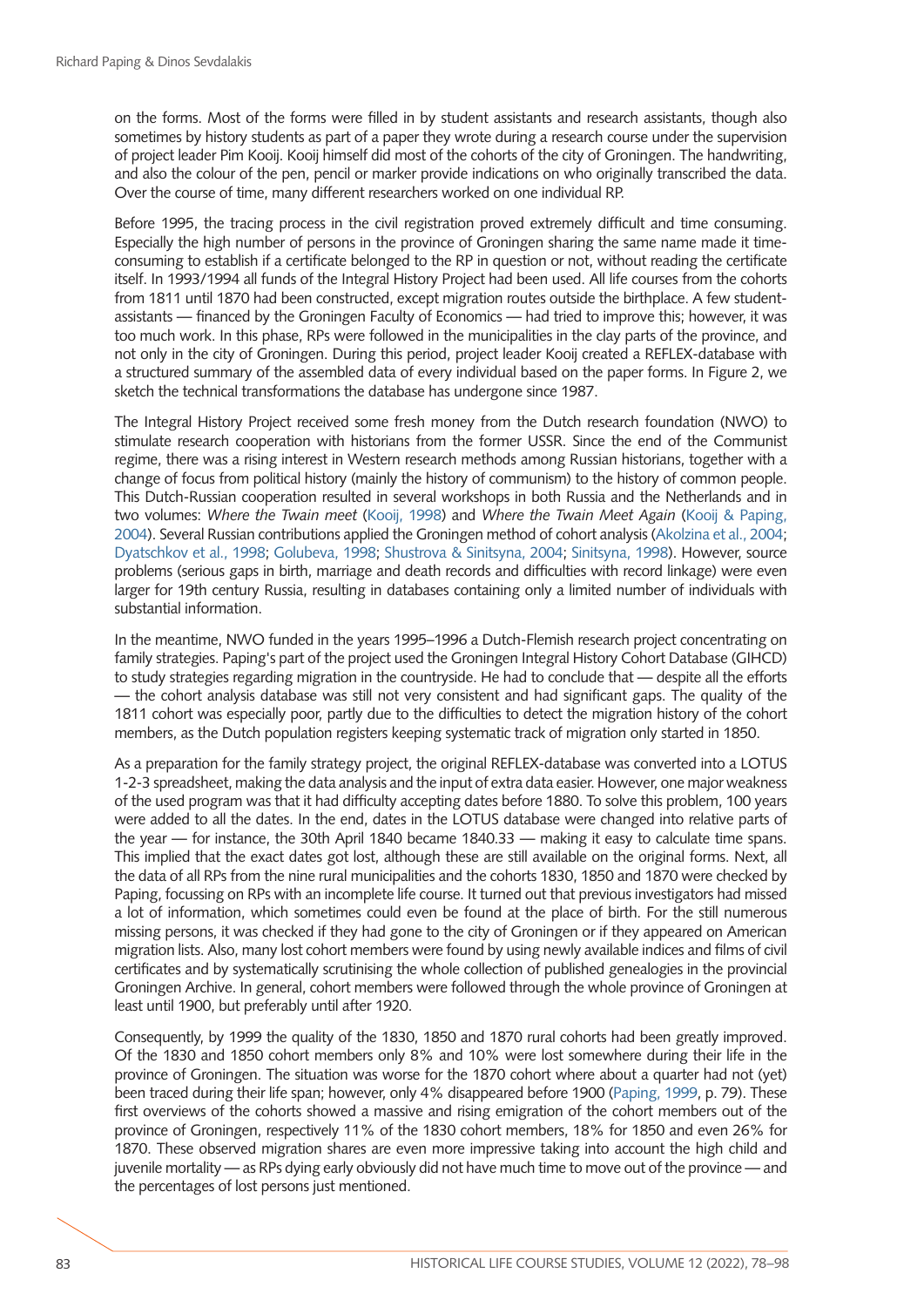on the forms. Most of the forms were filled in by student assistants and research assistants, though also sometimes by history students as part of a paper they wrote during a research course under the supervision of project leader Pim Kooij. Kooij himself did most of the cohorts of the city of Groningen. The handwriting, and also the colour of the pen, pencil or marker provide indications on who originally transcribed the data. Over the course of time, many different researchers worked on one individual RP.

Before 1995, the tracing process in the civil registration proved extremely difficult and time consuming. Especially the high number of persons in the province of Groningen sharing the same name made it time-consuming to establish if a certificate belonged to the RP in question or not, without reading the certificate itself. In 1993/1994 all funds of the Integral History Project had been used. All life courses from the cohorts from 1811 until 1870 had been constructed, except migration routes outside the birthplace. A few student-assistants — financed by the Groningen Faculty of Economics — had tried to improve this; however, it was too much work. In this phase, RPs were followed in the municipalities in the clay parts of the province, and not only in the city of Groningen. During this period, project leader Kooij created a REFLEX-database with a structured summary of the assembled data of every individual based on the paper forms. In Figure 2, we sketch the technical transformations the database has undergone since 1987.

The Integral History Project received some fresh money from the Dutch research foundation (NWO) to stimulate research cooperation with historians from the former USSR. Since the end of the Communist regime, there was a rising interest in Western research methods among Russian historians, together with a change of focus from political history (mainly the history of communism) to the history of common people. This Dutch-Russian cooperation resulted in several workshops in both Russia and the Netherlands and in two volumes: *Where the Twain meet* (Kooij, 1998) and *Where the Twain Meet Again* (Kooij & Paping, 2004). Several Russian contributions applied the Groningen method of cohort analysis (Akolzina et al., 2004; Dyatschkov et al., 1998; Golubeva, 1998; Shustrova & Sinitsyna, 2004; Sinitsyna, 1998). However, source problems (serious gaps in birth, marriage and death records and difficulties with record linkage) were even larger for 19th century Russia, resulting in databases containing only a limited number of individuals with substantial information.

In the meantime, NWO funded in the years 1995–1996 a Dutch-Flemish research project concentrating on family strategies. Paping's part of the project used the Groningen Integral History Cohort Database (GIHCD) to study strategies regarding migration in the countryside. He had to conclude that — despite all the efforts — the cohort analysis database was still not very consistent and had significant gaps. The quality of the 1811 cohort was especially poor, partly due to the difficulties to detect the migration history of the cohort members, as the Dutch population registers keeping systematic track of migration only started in 1850.

As a preparation for the family strategy project, the original REFLEX-database was converted into a LOTUS 1-2-3 spreadsheet, making the data analysis and the input of extra data easier. However, one major weakness of the used program was that it had difficulty accepting dates before 1880. To solve this problem, 100 years were added to all the dates. In the end, dates in the LOTUS database were changed into relative parts of the year — for instance, the 30th April 1840 became 1840.33 — making it easy to calculate time spans. This implied that the exact dates got lost, although these are still available on the original forms. Next, all the data of all RPs from the nine rural municipalities and the cohorts 1830, 1850 and 1870 were checked by Paping, focussing on RPs with an incomplete life course. It turned out that previous investigators had missed a lot of information, which sometimes could even be found at the place of birth. For the still numerous missing persons, it was checked if they had gone to the city of Groningen or if they appeared on American migration lists. Also, many lost cohort members were found by using newly available indices and films of civil certificates and by systematically scrutinising the whole collection of published genealogies in the provincial Groningen Archive. In general, cohort members were followed through the whole province of Groningen at least until 1900, but preferably until after 1920.

Consequently, by 1999 the quality of the 1830, 1850 and 1870 rural cohorts had been greatly improved. Of the 1830 and 1850 cohort members only 8% and 10% were lost somewhere during their life in the province of Groningen. The situation was worse for the 1870 cohort where about a quarter had not (yet) been traced during their life span; however, only 4% disappeared before 1900 (Paping, 1999, p. 79). These first overviews of the cohorts showed a massive and rising emigration of the cohort members out of the province of Groningen, respectively 11% of the 1830 cohort members, 18% for 1850 and even 26% for 1870. These observed migration shares are even more impressive taking into account the high child and juvenile mortality — as RPs dying early obviously did not have much time to move out of the province — and the percentages of lost persons just mentioned.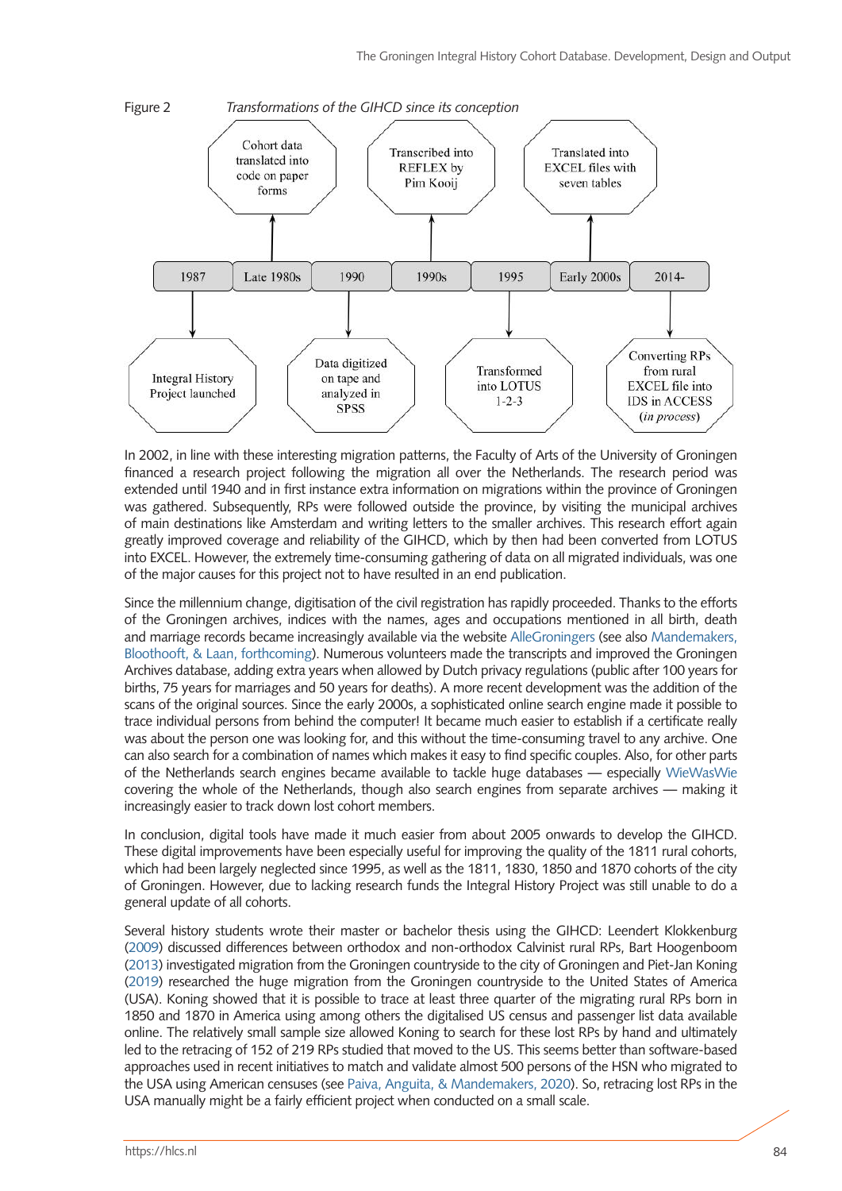Figure 2 *Transformations of the GIHCD since its conception*

| Period | Transformation |
|---|---|
| 1987 | Integral History Project launched |
| Late 1980s | Cohort data translated into code on paper forms |
| 1990 | Data digitized on tape and analyzed in SPSS |
| 1990s | Transcribed into REFLEX by Pim Kooij |
| 1995 | Transformed into LOTUS 1-2-3 |
| Early 2000s | Translated into EXCEL files with seven tables |
| 2014- | Converting RPs from rural EXCEL file into IDS in ACCESS (*in process*) |

In 2002, in line with these interesting migration patterns, the Faculty of Arts of the University of Groningen financed a research project following the migration all over the Netherlands. The research period was extended until 1940 and in first instance extra information on migrations within the province of Groningen was gathered. Subsequently, RPs were followed outside the province, by visiting the municipal archives of main destinations like Amsterdam and writing letters to the smaller archives. This research effort again greatly improved coverage and reliability of the GIHCD, which by then had been converted from LOTUS into EXCEL. However, the extremely time-consuming gathering of data on all migrated individuals, was one of the major causes for this project not to have resulted in an end publication.

Since the millennium change, digitisation of the civil registration has rapidly proceeded. Thanks to the efforts of the Groningen archives, indices with the names, ages and occupations mentioned in all birth, death and marriage records became increasingly available via the website AlleGroningers (see also Mandemakers, Bloothooft, & Laan, forthcoming). Numerous volunteers made the transcripts and improved the Groningen Archives database, adding extra years when allowed by Dutch privacy regulations (public after 100 years for births, 75 years for marriages and 50 years for deaths). A more recent development was the addition of the scans of the original sources. Since the early 2000s, a sophisticated online search engine made it possible to trace individual persons from behind the computer! It became much easier to establish if a certificate really was about the person one was looking for, and this without the time-consuming travel to any archive. One can also search for a combination of names which makes it easy to find specific couples. Also, for other parts of the Netherlands search engines became available to tackle huge databases — especially WieWasWie covering the whole of the Netherlands, though also search engines from separate archives — making it increasingly easier to track down lost cohort members.

In conclusion, digital tools have made it much easier from about 2005 onwards to develop the GIHCD. These digital improvements have been especially useful for improving the quality of the 1811 rural cohorts, which had been largely neglected since 1995, as well as the 1811, 1830, 1850 and 1870 cohorts of the city of Groningen. However, due to lacking research funds the Integral History Project was still unable to do a general update of all cohorts.

Several history students wrote their master or bachelor thesis using the GIHCD: Leendert Klokkenburg (2009) discussed differences between orthodox and non-orthodox Calvinist rural RPs, Bart Hoogenboom (2013) investigated migration from the Groningen countryside to the city of Groningen and Piet-Jan Koning (2019) researched the huge migration from the Groningen countryside to the United States of America (USA). Koning showed that it is possible to trace at least three quarter of the migrating rural RPs born in 1850 and 1870 in America using among others the digitalised US census and passenger list data available online. The relatively small sample size allowed Koning to search for these lost RPs by hand and ultimately led to the retracing of 152 of 219 RPs studied that moved to the US. This seems better than software-based approaches used in recent initiatives to match and validate almost 500 persons of the HSN who migrated to the USA using American censuses (see Paiva, Anguita, & Mandemakers, 2020). So, retracing lost RPs in the USA manually might be a fairly efficient project when conducted on a small scale.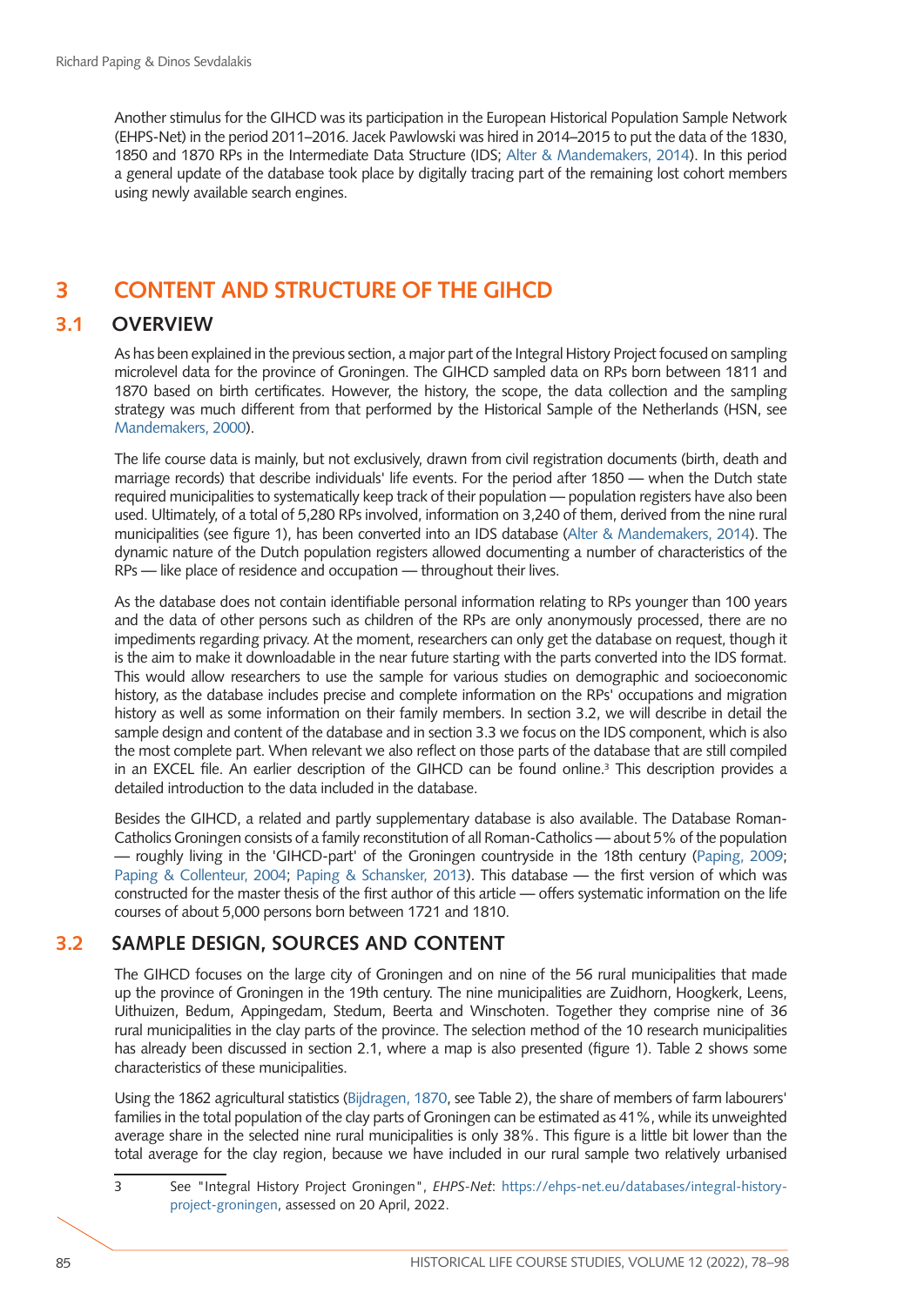Another stimulus for the GIHCD was its participation in the European Historical Population Sample Network (EHPS-Net) in the period 2011–2016. Jacek Pawlowski was hired in 2014–2015 to put the data of the 1830, 1850 and 1870 RPs in the Intermediate Data Structure (IDS; Alter & Mandemakers, 2014). In this period a general update of the database took place by digitally tracing part of the remaining lost cohort members using newly available search engines.

# 3 CONTENT AND STRUCTURE OF THE GIHCD

## 3.1 OVERVIEW

As has been explained in the previous section, a major part of the Integral History Project focused on sampling microlevel data for the province of Groningen. The GIHCD sampled data on RPs born between 1811 and 1870 based on birth certificates. However, the history, the scope, the data collection and the sampling strategy was much different from that performed by the Historical Sample of the Netherlands (HSN, see Mandemakers, 2000).

The life course data is mainly, but not exclusively, drawn from civil registration documents (birth, death and marriage records) that describe individuals' life events. For the period after 1850 — when the Dutch state required municipalities to systematically keep track of their population — population registers have also been used. Ultimately, of a total of 5,280 RPs involved, information on 3,240 of them, derived from the nine rural municipalities (see figure 1), has been converted into an IDS database (Alter & Mandemakers, 2014). The dynamic nature of the Dutch population registers allowed documenting a number of characteristics of the RPs — like place of residence and occupation — throughout their lives.

As the database does not contain identifiable personal information relating to RPs younger than 100 years and the data of other persons such as children of the RPs are only anonymously processed, there are no impediments regarding privacy. At the moment, researchers can only get the database on request, though it is the aim to make it downloadable in the near future starting with the parts converted into the IDS format. This would allow researchers to use the sample for various studies on demographic and socioeconomic history, as the database includes precise and complete information on the RPs' occupations and migration history as well as some information on their family members. In section 3.2, we will describe in detail the sample design and content of the database and in section 3.3 we focus on the IDS component, which is also the most complete part. When relevant we also reflect on those parts of the database that are still compiled in an EXCEL file. An earlier description of the GIHCD can be found online.[3] This description provides a detailed introduction to the data included in the database.

Besides the GIHCD, a related and partly supplementary database is also available. The Database Roman-Catholics Groningen consists of a family reconstitution of all Roman-Catholics — about 5% of the population — roughly living in the 'GIHCD-part' of the Groningen countryside in the 18th century (Paping, 2009; Paping & Collenteur, 2004; Paping & Schansker, 2013). This database — the first version of which was constructed for the master thesis of the first author of this article — offers systematic information on the life courses of about 5,000 persons born between 1721 and 1810.

## 3.2 SAMPLE DESIGN, SOURCES AND CONTENT

The GIHCD focuses on the large city of Groningen and on nine of the 56 rural municipalities that made up the province of Groningen in the 19th century. The nine municipalities are Zuidhorn, Hoogkerk, Leens, Uithuizen, Bedum, Appingedam, Stedum, Beerta and Winschoten. Together they comprise nine of 36 rural municipalities in the clay parts of the province. The selection method of the 10 research municipalities has already been discussed in section 2.1, where a map is also presented (figure 1). Table 2 shows some characteristics of these municipalities.

Using the 1862 agricultural statistics (Bijdragen, 1870, see Table 2), the share of members of farm labourers' families in the total population of the clay parts of Groningen can be estimated as 41%, while its unweighted average share in the selected nine rural municipalities is only 38%. This figure is a little bit lower than the total average for the clay region, because we have included in our rural sample two relatively urbanised

3 See "Integral History Project Groningen", *EHPS-Net*: https://ehps-net.eu/databases/integral-history-project-groningen, assessed on 20 April, 2022.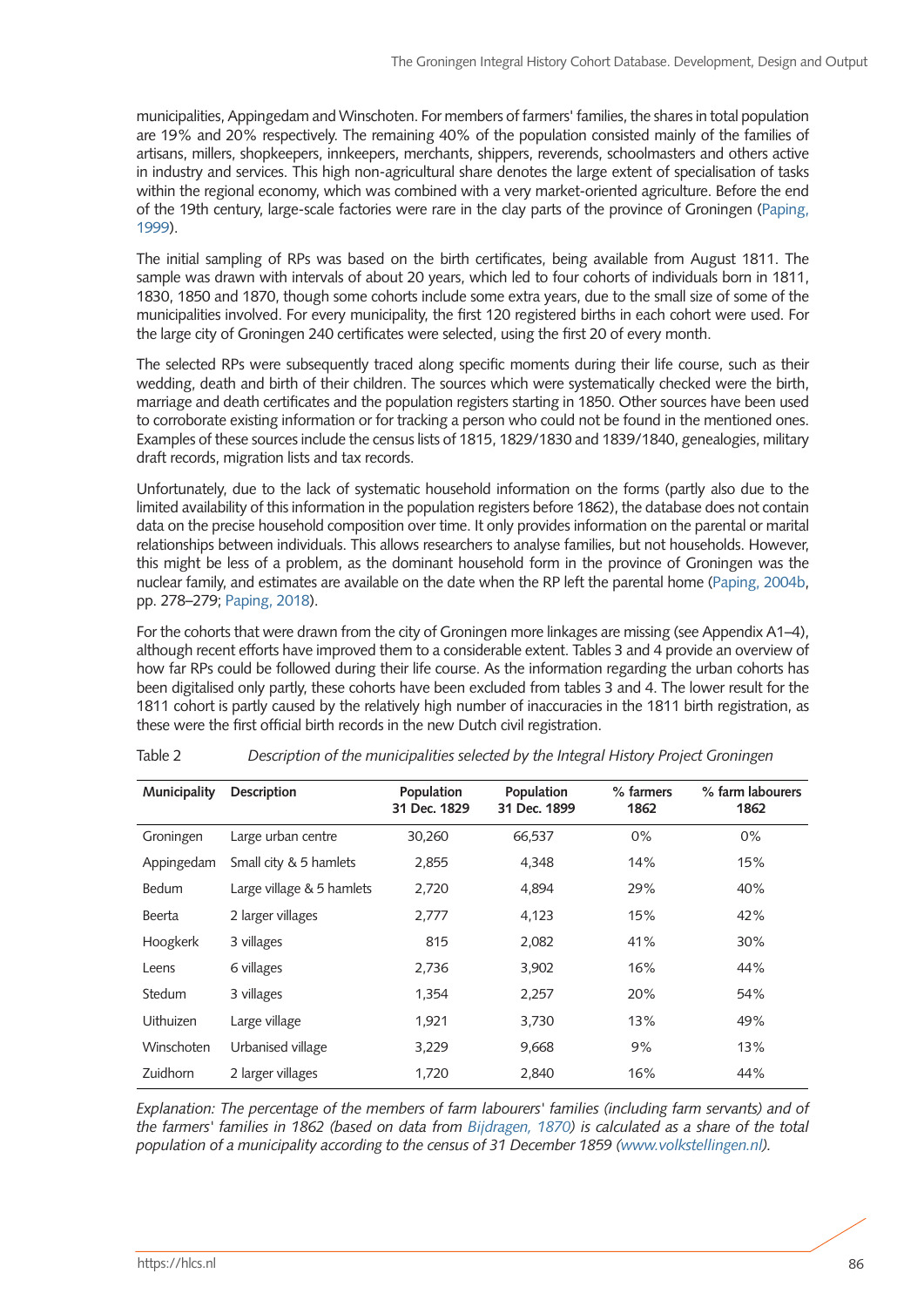municipalities, Appingedam and Winschoten. For members of farmers' families, the shares in total population are 19% and 20% respectively. The remaining 40% of the population consisted mainly of the families of artisans, millers, shopkeepers, innkeepers, merchants, shippers, reverends, schoolmasters and others active in industry and services. This high non-agricultural share denotes the large extent of specialisation of tasks within the regional economy, which was combined with a very market-oriented agriculture. Before the end of the 19th century, large-scale factories were rare in the clay parts of the province of Groningen (Paping, 1999).

The initial sampling of RPs was based on the birth certificates, being available from August 1811. The sample was drawn with intervals of about 20 years, which led to four cohorts of individuals born in 1811, 1830, 1850 and 1870, though some cohorts include some extra years, due to the small size of some of the municipalities involved. For every municipality, the first 120 registered births in each cohort were used. For the large city of Groningen 240 certificates were selected, using the first 20 of every month.

The selected RPs were subsequently traced along specific moments during their life course, such as their wedding, death and birth of their children. The sources which were systematically checked were the birth, marriage and death certificates and the population registers starting in 1850. Other sources have been used to corroborate existing information or for tracking a person who could not be found in the mentioned ones. Examples of these sources include the census lists of 1815, 1829/1830 and 1839/1840, genealogies, military draft records, migration lists and tax records.

Unfortunately, due to the lack of systematic household information on the forms (partly also due to the limited availability of this information in the population registers before 1862), the database does not contain data on the precise household composition over time. It only provides information on the parental or marital relationships between individuals. This allows researchers to analyse families, but not households. However, this might be less of a problem, as the dominant household form in the province of Groningen was the nuclear family, and estimates are available on the date when the RP left the parental home (Paping, 2004b, pp. 278–279; Paping, 2018).

For the cohorts that were drawn from the city of Groningen more linkages are missing (see Appendix A1–4), although recent efforts have improved them to a considerable extent. Tables 3 and 4 provide an overview of how far RPs could be followed during their life course. As the information regarding the urban cohorts has been digitalised only partly, these cohorts have been excluded from tables 3 and 4. The lower result for the 1811 cohort is partly caused by the relatively high number of inaccuracies in the 1811 birth registration, as these were the first official birth records in the new Dutch civil registration.

Table 2 *Description of the municipalities selected by the Integral History Project Groningen*

| Municipality | Description | Population 31 Dec. 1829 | Population 31 Dec. 1899 | % farmers 1862 | % farm labourers 1862 |
|---|---|---|---|---|---|
| Groningen | Large urban centre | 30,260 | 66,537 | 0% | 0% |
| Appingedam | Small city & 5 hamlets | 2,855 | 4,348 | 14% | 15% |
| Bedum | Large village & 5 hamlets | 2,720 | 4,894 | 29% | 40% |
| Beerta | 2 larger villages | 2,777 | 4,123 | 15% | 42% |
| Hoogkerk | 3 villages | 815 | 2,082 | 41% | 30% |
| Leens | 6 villages | 2,736 | 3,902 | 16% | 44% |
| Stedum | 3 villages | 1,354 | 2,257 | 20% | 54% |
| Uithuizen | Large village | 1,921 | 3,730 | 13% | 49% |
| Winschoten | Urbanised village | 3,229 | 9,668 | 9% | 13% |
| Zuidhorn | 2 larger villages | 1,720 | 2,840 | 16% | 44% |

*Explanation: The percentage of the members of farm labourers' families (including farm servants) and of the farmers' families in 1862 (based on data from Bijdragen, 1870) is calculated as a share of the total population of a municipality according to the census of 31 December 1859 (www.volkstellingen.nl).*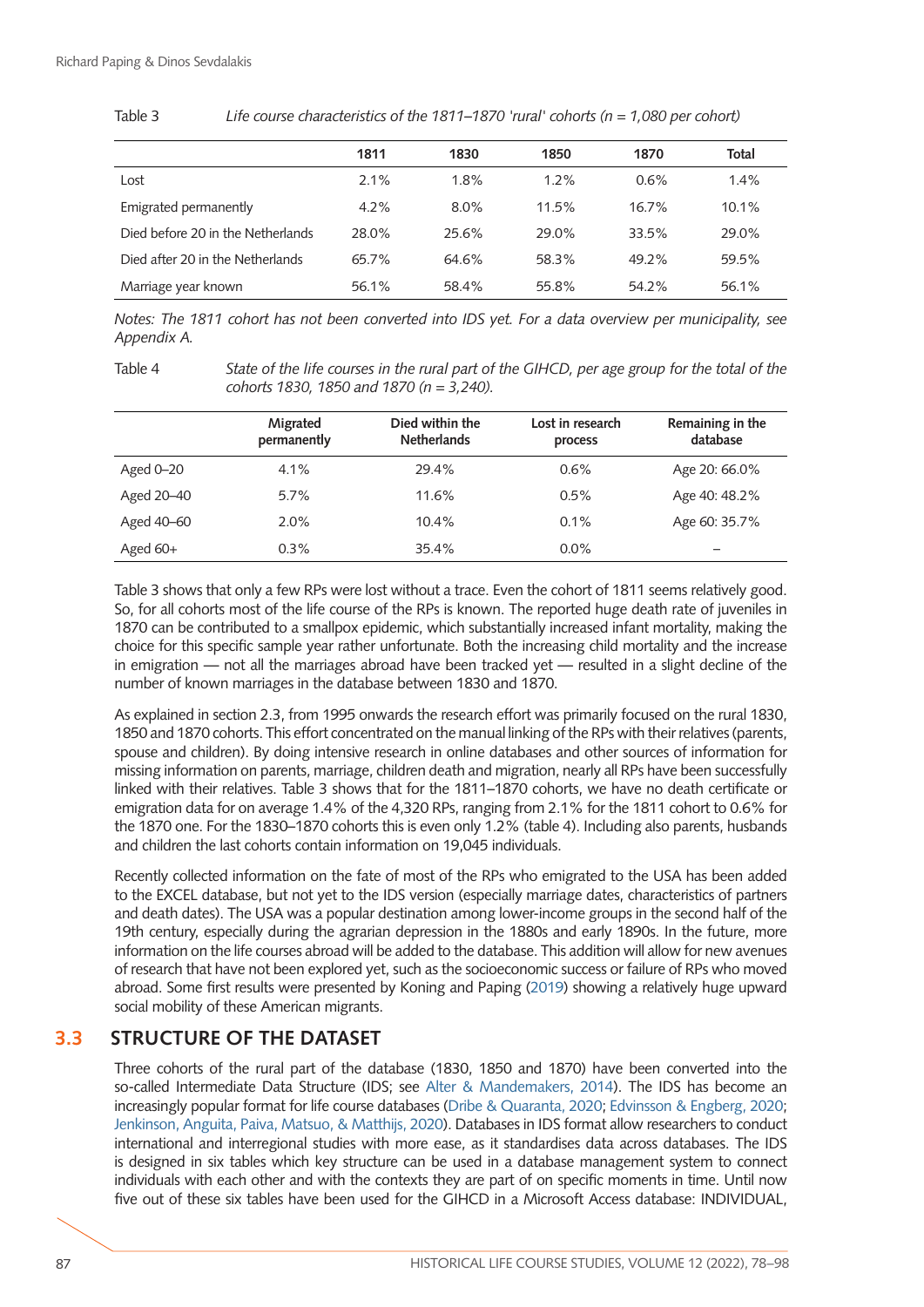Table 3 *Life course characteristics of the 1811–1870 'rural' cohorts (n = 1,080 per cohort)*

| | 1811 | 1830 | 1850 | 1870 | Total |
|---|---|---|---|---|---|
| Lost | 2.1% | 1.8% | 1.2% | 0.6% | 1.4% |
| Emigrated permanently | 4.2% | 8.0% | 11.5% | 16.7% | 10.1% |
| Died before 20 in the Netherlands | 28.0% | 25.6% | 29.0% | 33.5% | 29.0% |
| Died after 20 in the Netherlands | 65.7% | 64.6% | 58.3% | 49.2% | 59.5% |
| Marriage year known | 56.1% | 58.4% | 55.8% | 54.2% | 56.1% |

*Notes: The 1811 cohort has not been converted into IDS yet. For a data overview per municipality, see Appendix A.*

Table 4 *State of the life courses in the rural part of the GIHCD, per age group for the total of the cohorts 1830, 1850 and 1870 (n = 3,240).*

| | Migrated permanently | Died within the Netherlands | Lost in research process | Remaining in the database |
|---|---|---|---|---|
| Aged 0–20 | 4.1% | 29.4% | 0.6% | Age 20: 66.0% |
| Aged 20–40 | 5.7% | 11.6% | 0.5% | Age 40: 48.2% |
| Aged 40–60 | 2.0% | 10.4% | 0.1% | Age 60: 35.7% |
| Aged 60+ | 0.3% | 35.4% | 0.0% | – |

Table 3 shows that only a few RPs were lost without a trace. Even the cohort of 1811 seems relatively good. So, for all cohorts most of the life course of the RPs is known. The reported huge death rate of juveniles in 1870 can be contributed to a smallpox epidemic, which substantially increased infant mortality, making the choice for this specific sample year rather unfortunate. Both the increasing child mortality and the increase in emigration — not all the marriages abroad have been tracked yet — resulted in a slight decline of the number of known marriages in the database between 1830 and 1870.

As explained in section 2.3, from 1995 onwards the research effort was primarily focused on the rural 1830, 1850 and 1870 cohorts. This effort concentrated on the manual linking of the RPs with their relatives (parents, spouse and children). By doing intensive research in online databases and other sources of information for missing information on parents, marriage, children death and migration, nearly all RPs have been successfully linked with their relatives. Table 3 shows that for the 1811–1870 cohorts, we have no death certificate or emigration data for on average 1.4% of the 4,320 RPs, ranging from 2.1% for the 1811 cohort to 0.6% for the 1870 one. For the 1830–1870 cohorts this is even only 1.2% (table 4). Including also parents, husbands and children the last cohorts contain information on 19,045 individuals.

Recently collected information on the fate of most of the RPs who emigrated to the USA has been added to the EXCEL database, but not yet to the IDS version (especially marriage dates, characteristics of partners and death dates). The USA was a popular destination among lower-income groups in the second half of the 19th century, especially during the agrarian depression in the 1880s and early 1890s. In the future, more information on the life courses abroad will be added to the database. This addition will allow for new avenues of research that have not been explored yet, such as the socioeconomic success or failure of RPs who moved abroad. Some first results were presented by Koning and Paping (2019) showing a relatively huge upward social mobility of these American migrants.

## 3.3 STRUCTURE OF THE DATASET

Three cohorts of the rural part of the database (1830, 1850 and 1870) have been converted into the so-called Intermediate Data Structure (IDS; see Alter & Mandemakers, 2014). The IDS has become an increasingly popular format for life course databases (Dribe & Quaranta, 2020; Edvinsson & Engberg, 2020; Jenkinson, Anguita, Paiva, Matsuo, & Matthijs, 2020). Databases in IDS format allow researchers to conduct international and interregional studies with more ease, as it standardises data across databases. The IDS is designed in six tables which key structure can be used in a database management system to connect individuals with each other and with the contexts they are part of on specific moments in time. Until now five out of these six tables have been used for the GIHCD in a Microsoft Access database: INDIVIDUAL,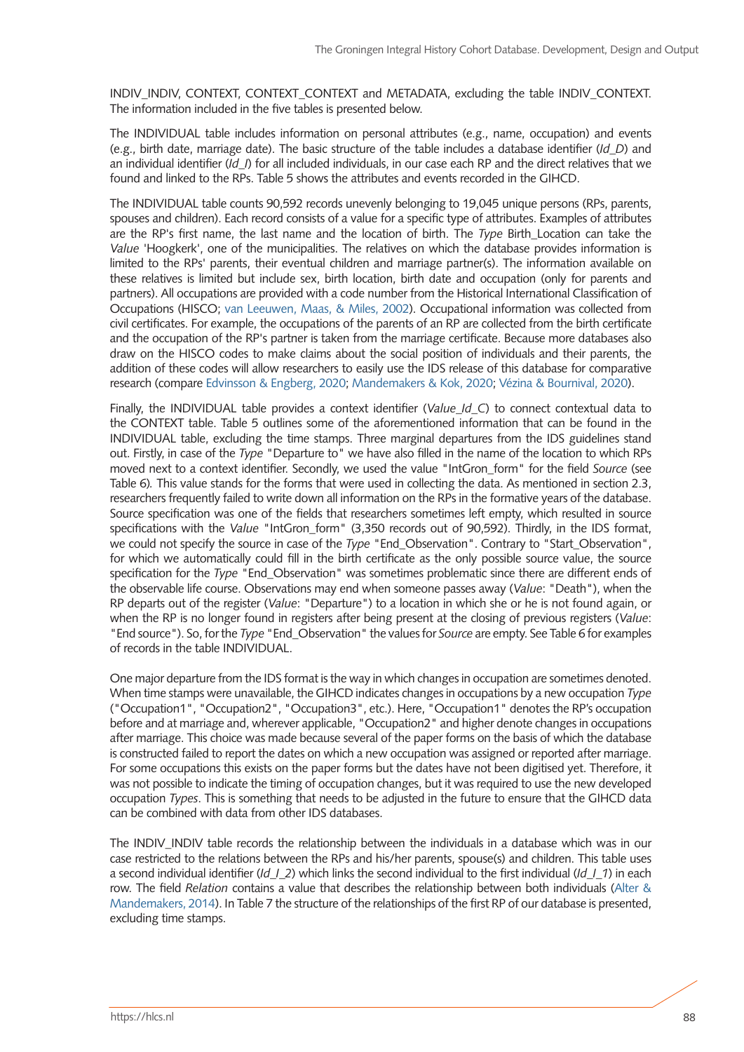INDIV_INDIV, CONTEXT, CONTEXT_CONTEXT and METADATA, excluding the table INDIV_CONTEXT. The information included in the five tables is presented below.

The INDIVIDUAL table includes information on personal attributes (e.g., name, occupation) and events (e.g., birth date, marriage date). The basic structure of the table includes a database identifier (*Id_D*) and an individual identifier (*Id_I*) for all included individuals, in our case each RP and the direct relatives that we found and linked to the RPs. Table 5 shows the attributes and events recorded in the GIHCD.

The INDIVIDUAL table counts 90,592 records unevenly belonging to 19,045 unique persons (RPs, parents, spouses and children). Each record consists of a value for a specific type of attributes. Examples of attributes are the RP's first name, the last name and the location of birth. The *Type* Birth_Location can take the *Value* 'Hoogkerk', one of the municipalities. The relatives on which the database provides information is limited to the RPs' parents, their eventual children and marriage partner(s). The information available on these relatives is limited but include sex, birth location, birth date and occupation (only for parents and partners). All occupations are provided with a code number from the Historical International Classification of Occupations (HISCO; van Leeuwen, Maas, & Miles, 2002). Occupational information was collected from civil certificates. For example, the occupations of the parents of an RP are collected from the birth certificate and the occupation of the RP's partner is taken from the marriage certificate. Because more databases also draw on the HISCO codes to make claims about the social position of individuals and their parents, the addition of these codes will allow researchers to easily use the IDS release of this database for comparative research (compare Edvinsson & Engberg, 2020; Mandemakers & Kok, 2020; Vézina & Bournival, 2020).

Finally, the INDIVIDUAL table provides a context identifier (*Value_Id_C*) to connect contextual data to the CONTEXT table. Table 5 outlines some of the aforementioned information that can be found in the INDIVIDUAL table, excluding the time stamps. Three marginal departures from the IDS guidelines stand out. Firstly, in case of the *Type* "Departure to" we have also filled in the name of the location to which RPs moved next to a context identifier. Secondly, we used the value "IntGron_form" for the field *Source* (see Table 6). This value stands for the forms that were used in collecting the data. As mentioned in section 2.3, researchers frequently failed to write down all information on the RPs in the formative years of the database. Source specification was one of the fields that researchers sometimes left empty, which resulted in source specifications with the *Value* "IntGron_form" (3,350 records out of 90,592). Thirdly, in the IDS format, we could not specify the source in case of the *Type* "End_Observation". Contrary to "Start_Observation", for which we automatically could fill in the birth certificate as the only possible source value, the source specification for the *Type* "End_Observation" was sometimes problematic since there are different ends of the observable life course. Observations may end when someone passes away (*Value*: "Death"), when the RP departs out of the register (*Value*: "Departure") to a location in which she or he is not found again, or when the RP is no longer found in registers after being present at the closing of previous registers (*Value*: "End source"). So, for the *Type* "End_Observation" the values for *Source* are empty. See Table 6 for examples of records in the table INDIVIDUAL.

One major departure from the IDS format is the way in which changes in occupation are sometimes denoted. When time stamps were unavailable, the GIHCD indicates changes in occupations by a new occupation *Type* ("Occupation1", "Occupation2", "Occupation3", etc.). Here, "Occupation1" denotes the RP's occupation before and at marriage and, wherever applicable, "Occupation2" and higher denote changes in occupations after marriage. This choice was made because several of the paper forms on the basis of which the database is constructed failed to report the dates on which a new occupation was assigned or reported after marriage. For some occupations this exists on the paper forms but the dates have not been digitised yet. Therefore, it was not possible to indicate the timing of occupation changes, but it was required to use the new developed occupation *Types*. This is something that needs to be adjusted in the future to ensure that the GIHCD data can be combined with data from other IDS databases.

The INDIV_INDIV table records the relationship between the individuals in a database which was in our case restricted to the relations between the RPs and his/her parents, spouse(s) and children. This table uses a second individual identifier (*Id_I_2*) which links the second individual to the first individual (*Id_I_1*) in each row. The field *Relation* contains a value that describes the relationship between both individuals (Alter & Mandemakers, 2014). In Table 7 the structure of the relationships of the first RP of our database is presented, excluding time stamps.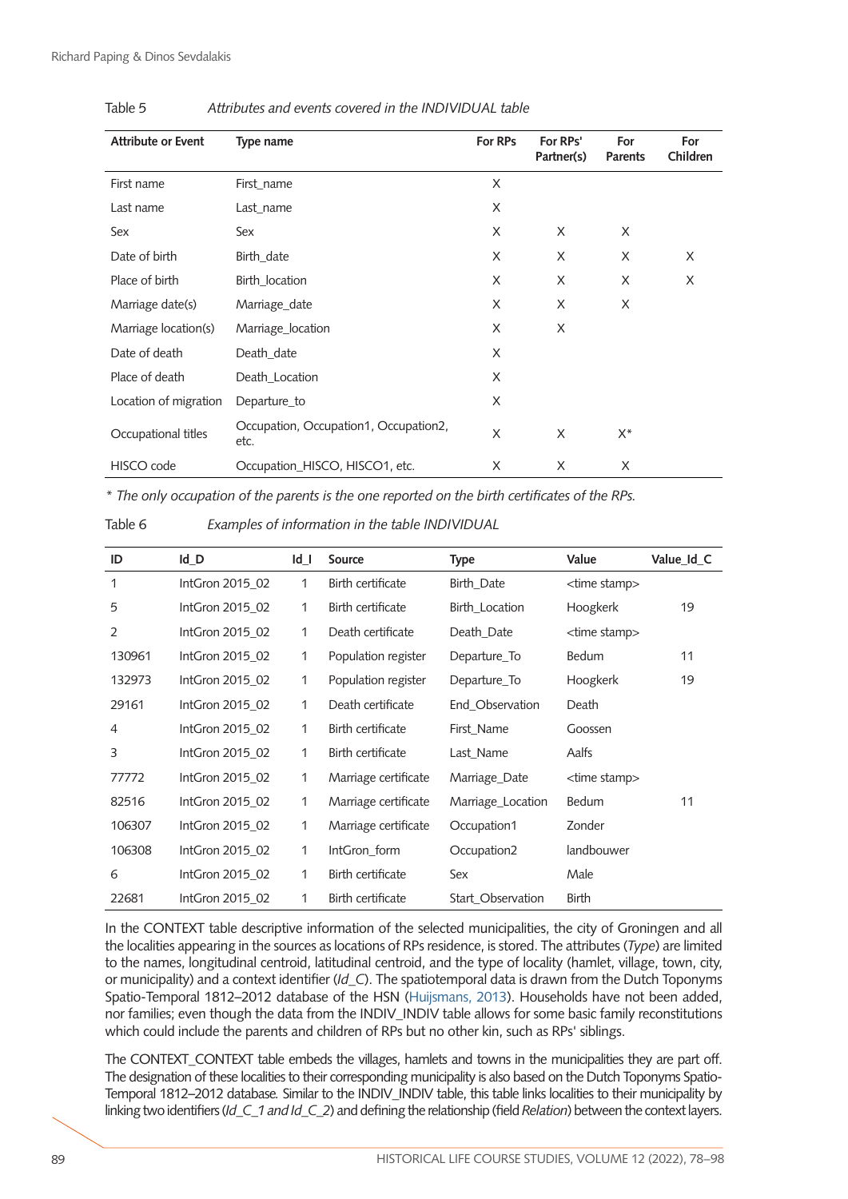Table 5 *Attributes and events covered in the INDIVIDUAL table*

| Attribute or Event | Type name | For RPs | For RPs' Partner(s) | For Parents | For Children |
|---|---|---|---|---|---|
| First name | First_name | X | | | |
| Last name | Last_name | X | | | |
| Sex | Sex | X | X | X | |
| Date of birth | Birth_date | X | X | X | X |
| Place of birth | Birth_location | X | X | X | X |
| Marriage date(s) | Marriage_date | X | X | X | |
| Marriage location(s) | Marriage_location | X | X | | |
| Date of death | Death_date | X | | | |
| Place of death | Death_Location | X | | | |
| Location of migration | Departure_to | X | | | |
| Occupational titles | Occupation, Occupation1, Occupation2, etc. | X | X | X* | |
| HISCO code | Occupation_HISCO, HISCO1, etc. | X | X | X | |

*\* The only occupation of the parents is the one reported on the birth certificates of the RPs.*

Table 6 *Examples of information in the table INDIVIDUAL*

| ID | Id_D | Id_I | Source | Type | Value | Value_Id_C |
|---|---|---|---|---|---|---|
| 1 | IntGron 2015_02 | 1 | Birth certificate | Birth_Date | <time stamp> | |
| 5 | IntGron 2015_02 | 1 | Birth certificate | Birth_Location | Hoogkerk | 19 |
| 2 | IntGron 2015_02 | 1 | Death certificate | Death_Date | <time stamp> | |
| 130961 | IntGron 2015_02 | 1 | Population register | Departure_To | Bedum | 11 |
| 132973 | IntGron 2015_02 | 1 | Population register | Departure_To | Hoogkerk | 19 |
| 29161 | IntGron 2015_02 | 1 | Death certificate | End_Observation | Death | |
| 4 | IntGron 2015_02 | 1 | Birth certificate | First_Name | Goossen | |
| 3 | IntGron 2015_02 | 1 | Birth certificate | Last_Name | Aalfs | |
| 77772 | IntGron 2015_02 | 1 | Marriage certificate | Marriage_Date | <time stamp> | |
| 82516 | IntGron 2015_02 | 1 | Marriage certificate | Marriage_Location | Bedum | 11 |
| 106307 | IntGron 2015_02 | 1 | Marriage certificate | Occupation1 | Zonder | |
| 106308 | IntGron 2015_02 | 1 | IntGron_form | Occupation2 | landbouwer | |
| 6 | IntGron 2015_02 | 1 | Birth certificate | Sex | Male | |
| 22681 | IntGron 2015_02 | 1 | Birth certificate | Start_Observation | Birth | |

In the CONTEXT table descriptive information of the selected municipalities, the city of Groningen and all the localities appearing in the sources as locations of RPs residence, is stored. The attributes (*Type*) are limited to the names, longitudinal centroid, latitudinal centroid, and the type of locality (hamlet, village, town, city, or municipality) and a context identifier (*Id_C*). The spatiotemporal data is drawn from the Dutch Toponyms Spatio-Temporal 1812–2012 database of the HSN (Huijsmans, 2013). Households have not been added, nor families; even though the data from the INDIV_INDIV table allows for some basic family reconstitutions which could include the parents and children of RPs but no other kin, such as RPs' siblings.

The CONTEXT_CONTEXT table embeds the villages, hamlets and towns in the municipalities they are part off. The designation of these localities to their corresponding municipality is also based on the Dutch Toponyms Spatio-Temporal 1812–2012 database. Similar to the INDIV_INDIV table, this table links localities to their municipality by linking two identifiers (*Id_C_1 and Id_C_2*) and defining the relationship (field *Relation*) between the context layers.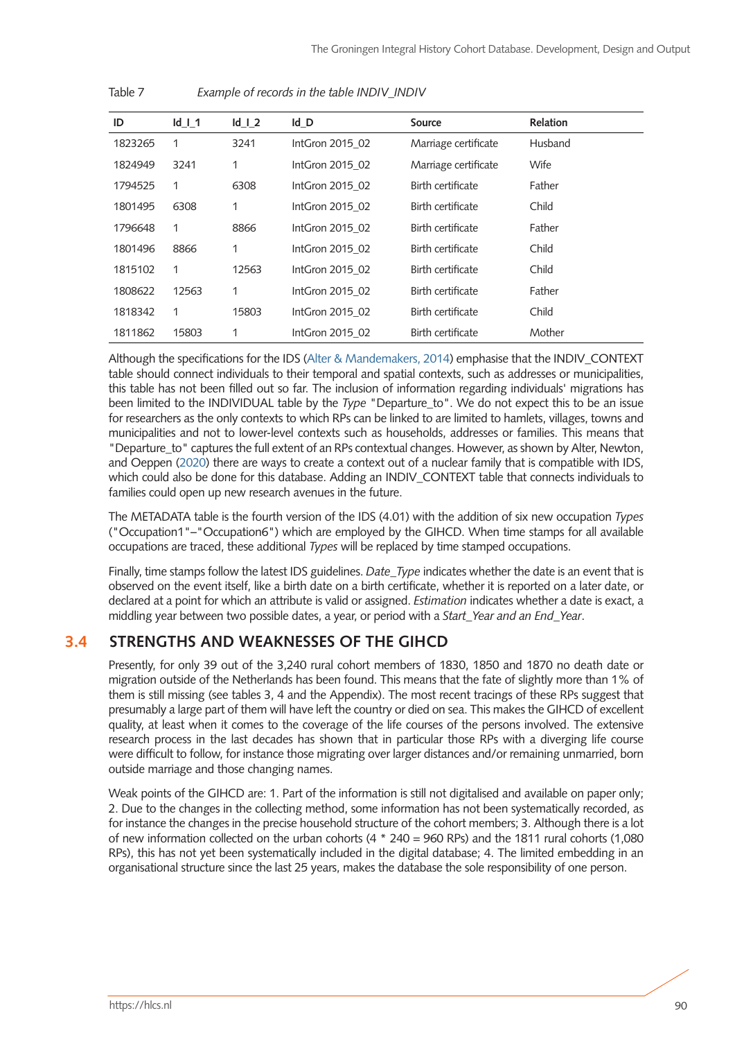Table 7 *Example of records in the table INDIV_INDIV*

| ID | Id_I_1 | Id_I_2 | Id_D | Source | Relation |
|---|---|---|---|---|---|
| 1823265 | 1 | 3241 | IntGron 2015_02 | Marriage certificate | Husband |
| 1824949 | 3241 | 1 | IntGron 2015_02 | Marriage certificate | Wife |
| 1794525 | 1 | 6308 | IntGron 2015_02 | Birth certificate | Father |
| 1801495 | 6308 | 1 | IntGron 2015_02 | Birth certificate | Child |
| 1796648 | 1 | 8866 | IntGron 2015_02 | Birth certificate | Father |
| 1801496 | 8866 | 1 | IntGron 2015_02 | Birth certificate | Child |
| 1815102 | 1 | 12563 | IntGron 2015_02 | Birth certificate | Child |
| 1808622 | 12563 | 1 | IntGron 2015_02 | Birth certificate | Father |
| 1818342 | 1 | 15803 | IntGron 2015_02 | Birth certificate | Child |
| 1811862 | 15803 | 1 | IntGron 2015_02 | Birth certificate | Mother |

Although the specifications for the IDS (Alter & Mandemakers, 2014) emphasise that the INDIV_CONTEXT table should connect individuals to their temporal and spatial contexts, such as addresses or municipalities, this table has not been filled out so far. The inclusion of information regarding individuals' migrations has been limited to the INDIVIDUAL table by the *Type* "Departure_to". We do not expect this to be an issue for researchers as the only contexts to which RPs can be linked to are limited to hamlets, villages, towns and municipalities and not to lower-level contexts such as households, addresses or families. This means that "Departure_to" captures the full extent of an RPs contextual changes. However, as shown by Alter, Newton, and Oeppen (2020) there are ways to create a context out of a nuclear family that is compatible with IDS, which could also be done for this database. Adding an INDIV_CONTEXT table that connects individuals to families could open up new research avenues in the future.

The METADATA table is the fourth version of the IDS (4.01) with the addition of six new occupation *Types* ("Occupation1"–"Occupation6") which are employed by the GIHCD. When time stamps for all available occupations are traced, these additional *Types* will be replaced by time stamped occupations.

Finally, time stamps follow the latest IDS guidelines. *Date_Type* indicates whether the date is an event that is observed on the event itself, like a birth date on a birth certificate, whether it is reported on a later date, or declared at a point for which an attribute is valid or assigned. *Estimation* indicates whether a date is exact, a middling year between two possible dates, a year, or period with a *Start_Year and an End_Year*.

## 3.4 STRENGTHS AND WEAKNESSES OF THE GIHCD

Presently, for only 39 out of the 3,240 rural cohort members of 1830, 1850 and 1870 no death date or migration outside of the Netherlands has been found. This means that the fate of slightly more than 1% of them is still missing (see tables 3, 4 and the Appendix). The most recent tracings of these RPs suggest that presumably a large part of them will have left the country or died on sea. This makes the GIHCD of excellent quality, at least when it comes to the coverage of the life courses of the persons involved. The extensive research process in the last decades has shown that in particular those RPs with a diverging life course were difficult to follow, for instance those migrating over larger distances and/or remaining unmarried, born outside marriage and those changing names.

Weak points of the GIHCD are: 1. Part of the information is still not digitalised and available on paper only; 2. Due to the changes in the collecting method, some information has not been systematically recorded, as for instance the changes in the precise household structure of the cohort members; 3. Although there is a lot of new information collected on the urban cohorts (4 * 240 = 960 RPs) and the 1811 rural cohorts (1,080 RPs), this has not yet been systematically included in the digital database; 4. The limited embedding in an organisational structure since the last 25 years, makes the database the sole responsibility of one person.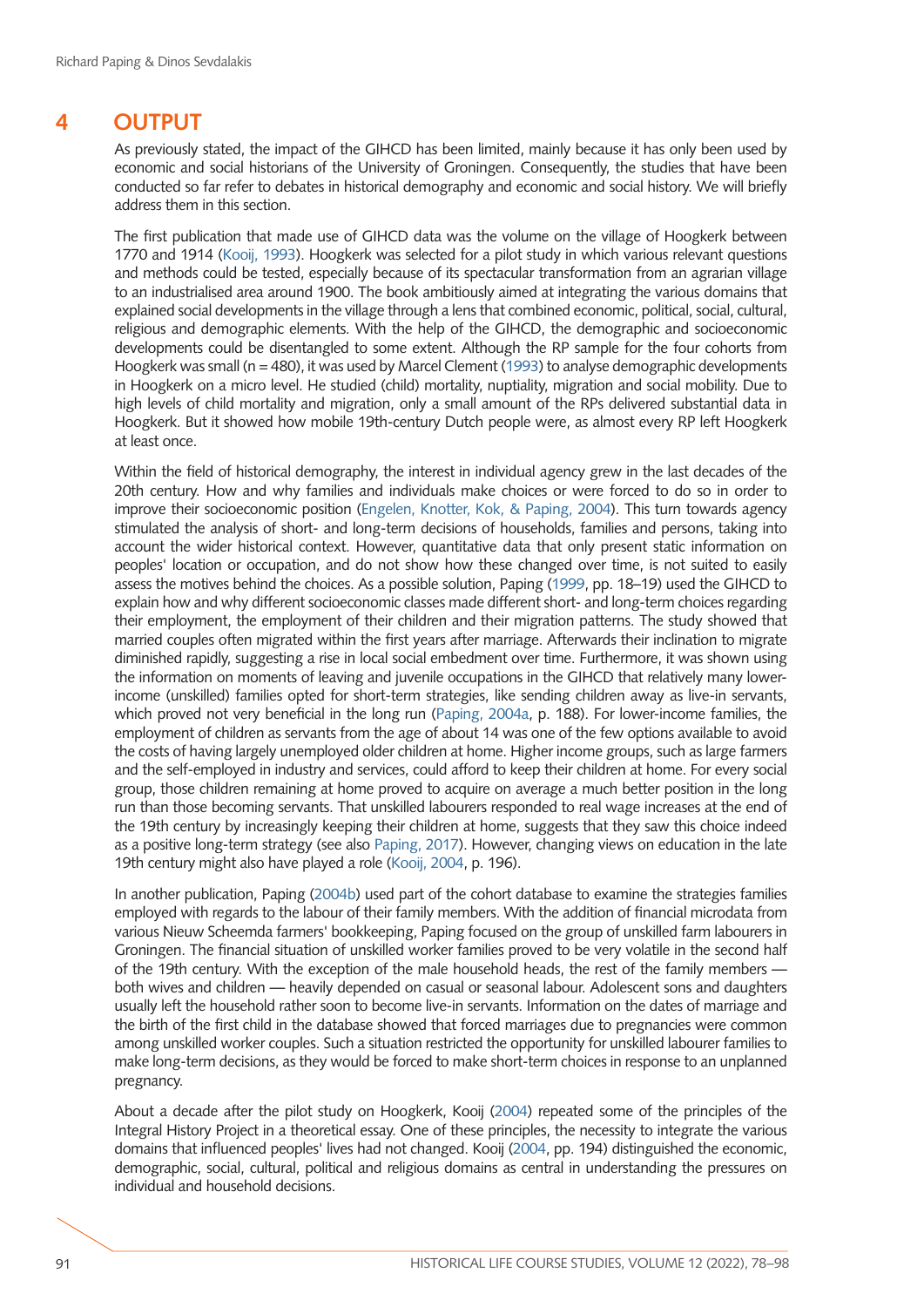# 4 OUTPUT

As previously stated, the impact of the GIHCD has been limited, mainly because it has only been used by economic and social historians of the University of Groningen. Consequently, the studies that have been conducted so far refer to debates in historical demography and economic and social history. We will briefly address them in this section.

The first publication that made use of GIHCD data was the volume on the village of Hoogkerk between 1770 and 1914 (Kooij, 1993). Hoogkerk was selected for a pilot study in which various relevant questions and methods could be tested, especially because of its spectacular transformation from an agrarian village to an industrialised area around 1900. The book ambitiously aimed at integrating the various domains that explained social developments in the village through a lens that combined economic, political, social, cultural, religious and demographic elements. With the help of the GIHCD, the demographic and socioeconomic developments could be disentangled to some extent. Although the RP sample for the four cohorts from Hoogkerk was small (n = 480), it was used by Marcel Clement (1993) to analyse demographic developments in Hoogkerk on a micro level. He studied (child) mortality, nuptiality, migration and social mobility. Due to high levels of child mortality and migration, only a small amount of the RPs delivered substantial data in Hoogkerk. But it showed how mobile 19th-century Dutch people were, as almost every RP left Hoogkerk at least once.

Within the field of historical demography, the interest in individual agency grew in the last decades of the 20th century. How and why families and individuals make choices or were forced to do so in order to improve their socioeconomic position (Engelen, Knotter, Kok, & Paping, 2004). This turn towards agency stimulated the analysis of short- and long-term decisions of households, families and persons, taking into account the wider historical context. However, quantitative data that only present static information on peoples' location or occupation, and do not show how these changed over time, is not suited to easily assess the motives behind the choices. As a possible solution, Paping (1999, pp. 18–19) used the GIHCD to explain how and why different socioeconomic classes made different short- and long-term choices regarding their employment, the employment of their children and their migration patterns. The study showed that married couples often migrated within the first years after marriage. Afterwards their inclination to migrate diminished rapidly, suggesting a rise in local social embedment over time. Furthermore, it was shown using the information on moments of leaving and juvenile occupations in the GIHCD that relatively many lower-income (unskilled) families opted for short-term strategies, like sending children away as live-in servants, which proved not very beneficial in the long run (Paping, 2004a, p. 188). For lower-income families, the employment of children as servants from the age of about 14 was one of the few options available to avoid the costs of having largely unemployed older children at home. Higher income groups, such as large farmers and the self-employed in industry and services, could afford to keep their children at home. For every social group, those children remaining at home proved to acquire on average a much better position in the long run than those becoming servants. That unskilled labourers responded to real wage increases at the end of the 19th century by increasingly keeping their children at home, suggests that they saw this choice indeed as a positive long-term strategy (see also Paping, 2017). However, changing views on education in the late 19th century might also have played a role (Kooij, 2004, p. 196).

In another publication, Paping (2004b) used part of the cohort database to examine the strategies families employed with regards to the labour of their family members. With the addition of financial microdata from various Nieuw Scheemda farmers' bookkeeping, Paping focused on the group of unskilled farm labourers in Groningen. The financial situation of unskilled worker families proved to be very volatile in the second half of the 19th century. With the exception of the male household heads, the rest of the family members — both wives and children — heavily depended on casual or seasonal labour. Adolescent sons and daughters usually left the household rather soon to become live-in servants. Information on the dates of marriage and the birth of the first child in the database showed that forced marriages due to pregnancies were common among unskilled worker couples. Such a situation restricted the opportunity for unskilled labourer families to make long-term decisions, as they would be forced to make short-term choices in response to an unplanned pregnancy.

About a decade after the pilot study on Hoogkerk, Kooij (2004) repeated some of the principles of the Integral History Project in a theoretical essay. One of these principles, the necessity to integrate the various domains that influenced peoples' lives had not changed. Kooij (2004, pp. 194) distinguished the economic, demographic, social, cultural, political and religious domains as central in understanding the pressures on individual and household decisions.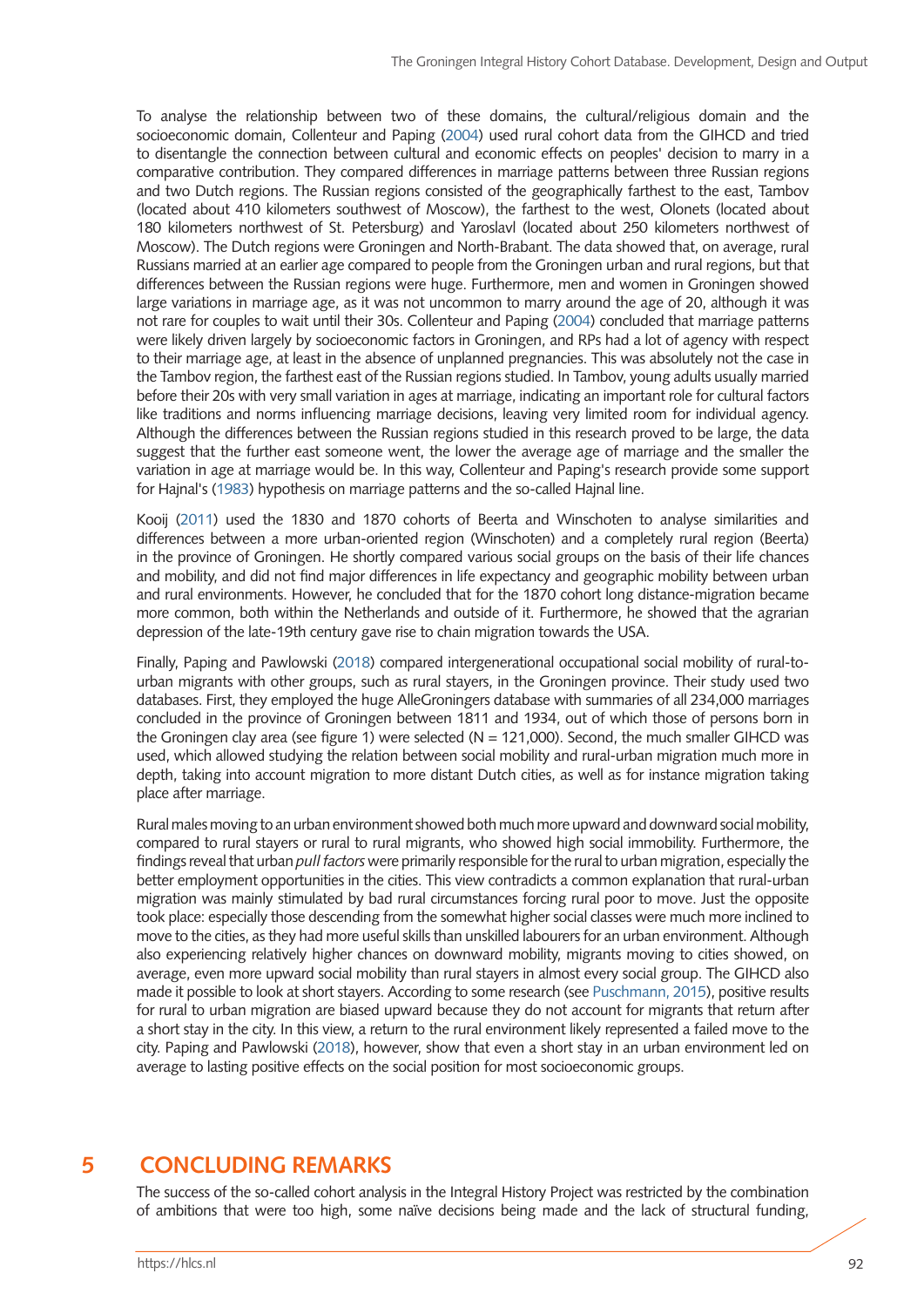To analyse the relationship between two of these domains, the cultural/religious domain and the socioeconomic domain, Collenteur and Paping (2004) used rural cohort data from the GIHCD and tried to disentangle the connection between cultural and economic effects on peoples' decision to marry in a comparative contribution. They compared differences in marriage patterns between three Russian regions and two Dutch regions. The Russian regions consisted of the geographically farthest to the east, Tambov (located about 410 kilometers southwest of Moscow), the farthest to the west, Olonets (located about 180 kilometers northwest of St. Petersburg) and Yaroslavl (located about 250 kilometers northwest of Moscow). The Dutch regions were Groningen and North-Brabant. The data showed that, on average, rural Russians married at an earlier age compared to people from the Groningen urban and rural regions, but that differences between the Russian regions were huge. Furthermore, men and women in Groningen showed large variations in marriage age, as it was not uncommon to marry around the age of 20, although it was not rare for couples to wait until their 30s. Collenteur and Paping (2004) concluded that marriage patterns were likely driven largely by socioeconomic factors in Groningen, and RPs had a lot of agency with respect to their marriage age, at least in the absence of unplanned pregnancies. This was absolutely not the case in the Tambov region, the farthest east of the Russian regions studied. In Tambov, young adults usually married before their 20s with very small variation in ages at marriage, indicating an important role for cultural factors like traditions and norms influencing marriage decisions, leaving very limited room for individual agency. Although the differences between the Russian regions studied in this research proved to be large, the data suggest that the further east someone went, the lower the average age of marriage and the smaller the variation in age at marriage would be. In this way, Collenteur and Paping's research provide some support for Hajnal's (1983) hypothesis on marriage patterns and the so-called Hajnal line.

Kooij (2011) used the 1830 and 1870 cohorts of Beerta and Winschoten to analyse similarities and differences between a more urban-oriented region (Winschoten) and a completely rural region (Beerta) in the province of Groningen. He shortly compared various social groups on the basis of their life chances and mobility, and did not find major differences in life expectancy and geographic mobility between urban and rural environments. However, he concluded that for the 1870 cohort long distance-migration became more common, both within the Netherlands and outside of it. Furthermore, he showed that the agrarian depression of the late-19th century gave rise to chain migration towards the USA.

Finally, Paping and Pawlowski (2018) compared intergenerational occupational social mobility of rural-to-urban migrants with other groups, such as rural stayers, in the Groningen province. Their study used two databases. First, they employed the huge AlleGroningers database with summaries of all 234,000 marriages concluded in the province of Groningen between 1811 and 1934, out of which those of persons born in the Groningen clay area (see figure 1) were selected (N = 121,000). Second, the much smaller GIHCD was used, which allowed studying the relation between social mobility and rural-urban migration much more in depth, taking into account migration to more distant Dutch cities, as well as for instance migration taking place after marriage.

Rural males moving to an urban environment showed both much more upward and downward social mobility, compared to rural stayers or rural to rural migrants, who showed high social immobility. Furthermore, the findings reveal that urban *pull factors* were primarily responsible for the rural to urban migration, especially the better employment opportunities in the cities. This view contradicts a common explanation that rural-urban migration was mainly stimulated by bad rural circumstances forcing rural poor to move. Just the opposite took place: especially those descending from the somewhat higher social classes were much more inclined to move to the cities, as they had more useful skills than unskilled labourers for an urban environment. Although also experiencing relatively higher chances on downward mobility, migrants moving to cities showed, on average, even more upward social mobility than rural stayers in almost every social group. The GIHCD also made it possible to look at short stayers. According to some research (see Puschmann, 2015), positive results for rural to urban migration are biased upward because they do not account for migrants that return after a short stay in the city. In this view, a return to the rural environment likely represented a failed move to the city. Paping and Pawlowski (2018), however, show that even a short stay in an urban environment led on average to lasting positive effects on the social position for most socioeconomic groups.

# 5 CONCLUDING REMARKS

The success of the so-called cohort analysis in the Integral History Project was restricted by the combination of ambitions that were too high, some naïve decisions being made and the lack of structural funding,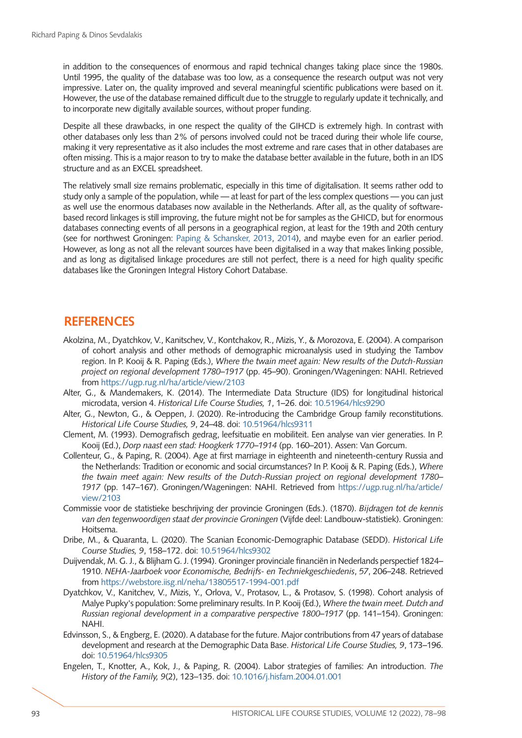in addition to the consequences of enormous and rapid technical changes taking place since the 1980s. Until 1995, the quality of the database was too low, as a consequence the research output was not very impressive. Later on, the quality improved and several meaningful scientific publications were based on it. However, the use of the database remained difficult due to the struggle to regularly update it technically, and to incorporate new digitally available sources, without proper funding.

Despite all these drawbacks, in one respect the quality of the GIHCD is extremely high. In contrast with other databases only less than 2% of persons involved could not be traced during their whole life course, making it very representative as it also includes the most extreme and rare cases that in other databases are often missing. This is a major reason to try to make the database better available in the future, both in an IDS structure and as an EXCEL spreadsheet.

The relatively small size remains problematic, especially in this time of digitalisation. It seems rather odd to study only a sample of the population, while — at least for part of the less complex questions — you can just as well use the enormous databases now available in the Netherlands. After all, as the quality of software-based record linkages is still improving, the future might not be for samples as the GHICD, but for enormous databases connecting events of all persons in a geographical region, at least for the 19th and 20th century (see for northwest Groningen: Paping & Schansker, 2013, 2014), and maybe even for an earlier period. However, as long as not all the relevant sources have been digitalised in a way that makes linking possible, and as long as digitalised linkage procedures are still not perfect, there is a need for high quality specific databases like the Groningen Integral History Cohort Database.

## REFERENCES

Akolzina, M., Dyatchkov, V., Kanitschev, V., Kontchakov, R., Mizis, Y., & Morozova, E. (2004). A comparison of cohort analysis and other methods of demographic microanalysis used in studying the Tambov region. In P. Kooij & R. Paping (Eds.), *Where the twain meet again: New results of the Dutch-Russian project on regional development 1780–1917* (pp. 45–90). Groningen/Wageningen: NAHI. Retrieved from https://ugp.rug.nl/ha/article/view/2103

Alter, G., & Mandemakers, K. (2014). The Intermediate Data Structure (IDS) for longitudinal historical microdata, version 4. *Historical Life Course Studies, 1*, 1–26. doi: 10.51964/hlcs9290

Alter, G., Newton, G., & Oeppen, J. (2020). Re-introducing the Cambridge Group family reconstitutions. *Historical Life Course Studies, 9*, 24–48. doi: 10.51964/hlcs9311

Clement, M. (1993). Demografisch gedrag, leefsituatie en mobiliteit. Een analyse van vier generaties. In P. Kooij (Ed.), *Dorp naast een stad: Hoogkerk 1770–1914* (pp. 160–201). Assen: Van Gorcum.

Collenteur, G., & Paping, R. (2004). Age at first marriage in eighteenth and nineteenth-century Russia and the Netherlands: Tradition or economic and social circumstances? In P. Kooij & R. Paping (Eds.), *Where the twain meet again: New results of the Dutch-Russian project on regional development 1780–1917* (pp. 147–167). Groningen/Wageningen: NAHI. Retrieved from https://ugp.rug.nl/ha/article/view/2103

Commissie voor de statistieke beschrijving der provincie Groningen (Eds.). (1870). *Bijdragen tot de kennis van den tegenwoordigen staat der provincie Groningen* (Vijfde deel: Landbouw-statistiek). Groningen: Hoitsema.

Dribe, M., & Quaranta, L. (2020). The Scanian Economic-Demographic Database (SEDD). *Historical Life Course Studies, 9*, 158–172. doi: 10.51964/hlcs9302

Duijvendak, M. G. J., & Blijham G. J. (1994). Groninger provinciale financiën in Nederlands perspectief 1824–1910. *NEHA-Jaarboek voor Economische, Bedrijfs- en Techniekgeschiedenis*, *57*, 206–248. Retrieved from https://webstore.iisg.nl/neha/13805517-1994-001.pdf

Dyatchkov, V., Kanitchev, V., Mizis, Y., Orlova, V., Protasov, L., & Protasov, S. (1998). Cohort analysis of Malye Pupky's population: Some preliminary results. In P. Kooij (Ed.), *Where the twain meet. Dutch and Russian regional development in a comparative perspective 1800–1917* (pp. 141–154). Groningen: NAHI.

Edvinsson, S., & Engberg, E. (2020). A database for the future. Major contributions from 47 years of database development and research at the Demographic Data Base. *Historical Life Course Studies, 9*, 173–196. doi: 10.51964/hlcs9305

Engelen, T., Knotter, A., Kok, J., & Paping, R. (2004). Labor strategies of families: An introduction. *The History of the Family, 9*(2), 123–135. doi: 10.1016/j.hisfam.2004.01.001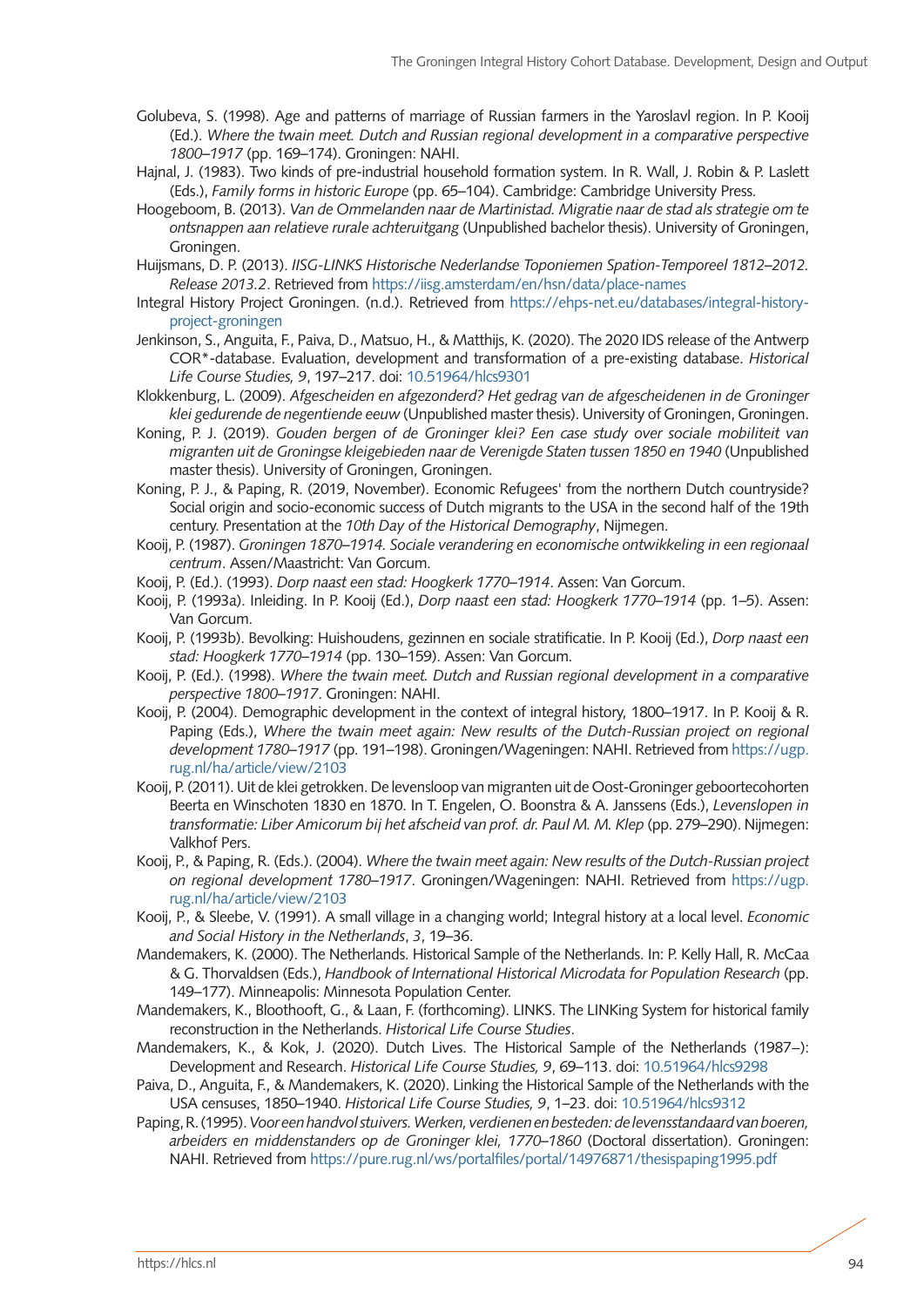Golubeva, S. (1998). Age and patterns of marriage of Russian farmers in the Yaroslavl region. In P. Kooij (Ed.). *Where the twain meet. Dutch and Russian regional development in a comparative perspective 1800–1917* (pp. 169–174). Groningen: NAHI.

Hajnal, J. (1983). Two kinds of pre-industrial household formation system. In R. Wall, J. Robin & P. Laslett (Eds.), *Family forms in historic Europe* (pp. 65–104). Cambridge: Cambridge University Press.

Hoogeboom, B. (2013). *Van de Ommelanden naar de Martinistad. Migratie naar de stad als strategie om te ontsnappen aan relatieve rurale achteruitgang* (Unpublished bachelor thesis). University of Groningen, Groningen.

Huijsmans, D. P. (2013). *IISG-LINKS Historische Nederlandse Toponiemen Spation-Temporeel 1812–2012. Release 2013.2*. Retrieved from https://iisg.amsterdam/en/hsn/data/place-names

Integral History Project Groningen. (n.d.). Retrieved from https://ehps-net.eu/databases/integral-history-project-groningen

Jenkinson, S., Anguita, F., Paiva, D., Matsuo, H., & Matthijs, K. (2020). The 2020 IDS release of the Antwerp COR*-database. Evaluation, development and transformation of a pre-existing database. *Historical Life Course Studies, 9*, 197–217. doi: 10.51964/hlcs9301

Klokkenburg, L. (2009). *Afgescheiden en afgezonderd? Het gedrag van de afgescheidenen in de Groninger klei gedurende de negentiende eeuw* (Unpublished master thesis). University of Groningen, Groningen.

Koning, P. J. (2019). *Gouden bergen of de Groninger klei? Een case study over sociale mobiliteit van migranten uit de Groningse kleigebieden naar de Verenigde Staten tussen 1850 en 1940* (Unpublished master thesis). University of Groningen, Groningen.

Koning, P. J., & Paping, R. (2019, November). Economic Refugees' from the northern Dutch countryside? Social origin and socio-economic success of Dutch migrants to the USA in the second half of the 19th century. Presentation at the *10th Day of the Historical Demography*, Nijmegen.

Kooij, P. (1987). *Groningen 1870–1914. Sociale verandering en economische ontwikkeling in een regionaal centrum*. Assen/Maastricht: Van Gorcum.

Kooij, P. (Ed.). (1993). *Dorp naast een stad: Hoogkerk 1770–1914*. Assen: Van Gorcum.

Kooij, P. (1993a). Inleiding. In P. Kooij (Ed.), *Dorp naast een stad: Hoogkerk 1770–1914* (pp. 1–5). Assen: Van Gorcum.

Kooij, P. (1993b). Bevolking: Huishoudens, gezinnen en sociale stratificatie. In P. Kooij (Ed.), *Dorp naast een stad: Hoogkerk 1770–1914* (pp. 130–159). Assen: Van Gorcum.

Kooij, P. (Ed.). (1998). *Where the twain meet. Dutch and Russian regional development in a comparative perspective 1800–1917*. Groningen: NAHI.

Kooij, P. (2004). Demographic development in the context of integral history, 1800–1917. In P. Kooij & R. Paping (Eds.), *Where the twain meet again: New results of the Dutch-Russian project on regional development 1780–1917* (pp. 191–198). Groningen/Wageningen: NAHI. Retrieved from https://ugp.rug.nl/ha/article/view/2103

Kooij, P. (2011). Uit de klei getrokken. De levensloop van migranten uit de Oost-Groninger geboortecohorten Beerta en Winschoten 1830 en 1870. In T. Engelen, O. Boonstra & A. Janssens (Eds.), *Levenslopen in transformatie: Liber Amicorum bij het afscheid van prof. dr. Paul M. M. Klep* (pp. 279–290). Nijmegen: Valkhof Pers.

Kooij, P., & Paping, R. (Eds.). (2004). *Where the twain meet again: New results of the Dutch-Russian project on regional development 1780–1917*. Groningen/Wageningen: NAHI. Retrieved from https://ugp.rug.nl/ha/article/view/2103

Kooij, P., & Sleebe, V. (1991). A small village in a changing world; Integral history at a local level. *Economic and Social History in the Netherlands*, *3*, 19–36.

Mandemakers, K. (2000). The Netherlands. Historical Sample of the Netherlands. In: P. Kelly Hall, R. McCaa & G. Thorvaldsen (Eds.), *Handbook of International Historical Microdata for Population Research* (pp. 149–177). Minneapolis: Minnesota Population Center.

Mandemakers, K., Bloothooft, G., & Laan, F. (forthcoming). LINKS. The LINKing System for historical family reconstruction in the Netherlands. *Historical Life Course Studies*.

Mandemakers, K., & Kok, J. (2020). Dutch Lives. The Historical Sample of the Netherlands (1987–): Development and Research. *Historical Life Course Studies, 9*, 69–113. doi: 10.51964/hlcs9298

Paiva, D., Anguita, F., & Mandemakers, K. (2020). Linking the Historical Sample of the Netherlands with the USA censuses, 1850–1940. *Historical Life Course Studies, 9*, 1–23. doi: 10.51964/hlcs9312

Paping, R. (1995). *Voor een handvol stuivers. Werken, verdienen en besteden: de levensstandaard van boeren, arbeiders en middenstanders op de Groninger klei, 1770–1860* (Doctoral dissertation). Groningen: NAHI. Retrieved from https://pure.rug.nl/ws/portalfiles/portal/14976871/thesispaping1995.pdf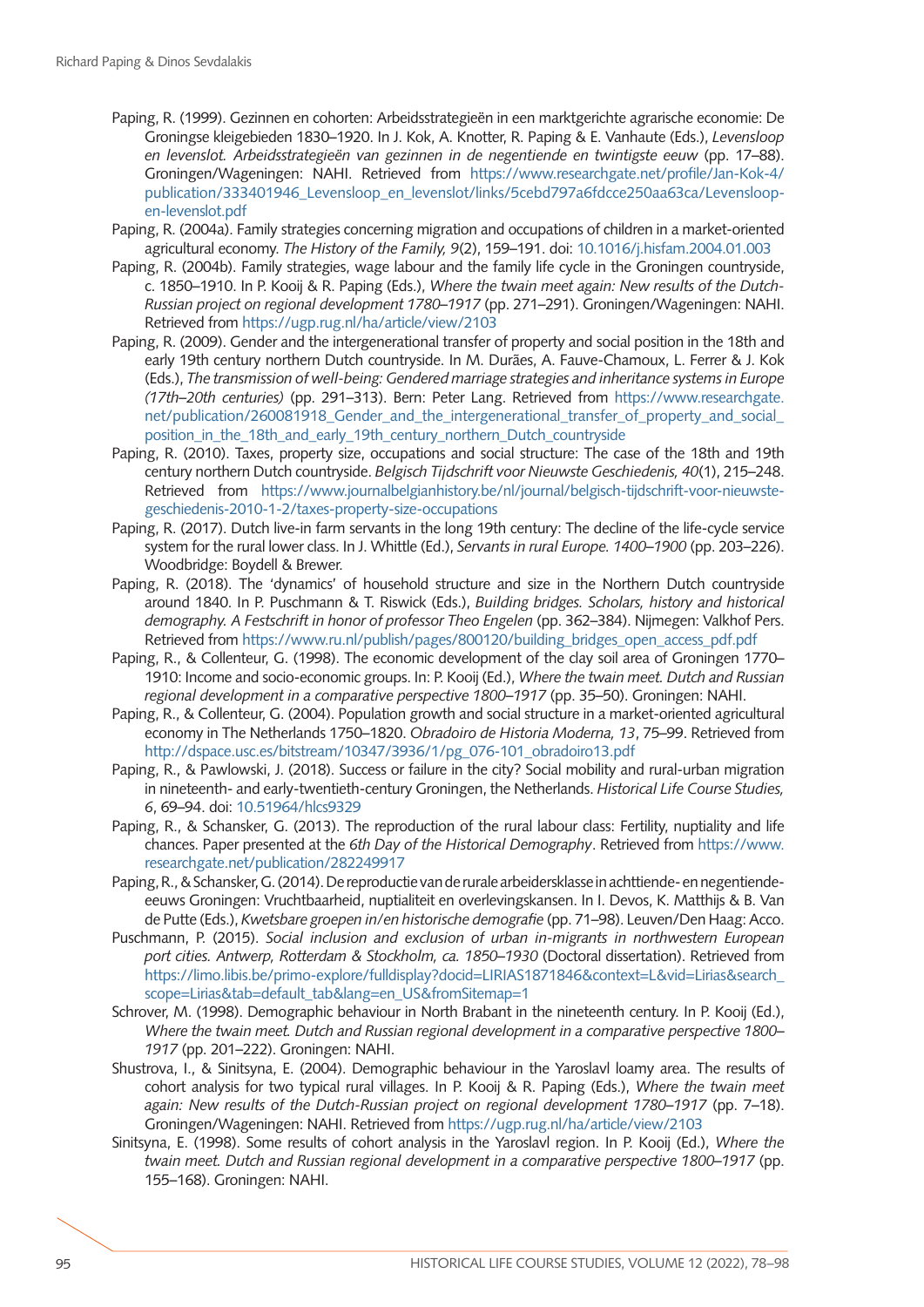Paping, R. (1999). Gezinnen en cohorten: Arbeidsstrategieën in een marktgerichte agrarische economie: De Groningse kleigebieden 1830–1920. In J. Kok, A. Knotter, R. Paping & E. Vanhaute (Eds.), *Levensloop en levenslot. Arbeidsstrategieën van gezinnen in de negentiende en twintigste eeuw* (pp. 17–88). Groningen/Wageningen: NAHI. Retrieved from https://www.researchgate.net/profile/Jan-Kok-4/publication/333401946_Levensloop_en_levenslot/links/5cebd797a6fdcce250aa63ca/Levensloop-en-levenslot.pdf

Paping, R. (2004a). Family strategies concerning migration and occupations of children in a market-oriented agricultural economy. *The History of the Family, 9*(2), 159–191. doi: 10.1016/j.hisfam.2004.01.003

Paping, R. (2004b). Family strategies, wage labour and the family life cycle in the Groningen countryside, c. 1850–1910. In P. Kooij & R. Paping (Eds.), *Where the twain meet again: New results of the Dutch-Russian project on regional development 1780–1917* (pp. 271–291). Groningen/Wageningen: NAHI. Retrieved from https://ugp.rug.nl/ha/article/view/2103

Paping, R. (2009). Gender and the intergenerational transfer of property and social position in the 18th and early 19th century northern Dutch countryside. In M. Durães, A. Fauve-Chamoux, L. Ferrer & J. Kok (Eds.), *The transmission of well-being: Gendered marriage strategies and inheritance systems in Europe (17th–20th centuries)* (pp. 291–313). Bern: Peter Lang. Retrieved from https://www.researchgate.net/publication/260081918_Gender_and_the_intergenerational_transfer_of_property_and_social_position_in_the_18th_and_early_19th_century_northern_Dutch_countryside

Paping, R. (2010). Taxes, property size, occupations and social structure: The case of the 18th and 19th century northern Dutch countryside. *Belgisch Tijdschrift voor Nieuwste Geschiedenis, 40*(1), 215–248. Retrieved from https://www.journalbelgianhistory.be/nl/journal/belgisch-tijdschrift-voor-nieuwste-geschiedenis-2010-1-2/taxes-property-size-occupations

Paping, R. (2017). Dutch live-in farm servants in the long 19th century: The decline of the life-cycle service system for the rural lower class. In J. Whittle (Ed.), *Servants in rural Europe. 1400–1900* (pp. 203–226). Woodbridge: Boydell & Brewer.

Paping, R. (2018). The 'dynamics' of household structure and size in the Northern Dutch countryside around 1840. In P. Puschmann & T. Riswick (Eds.), *Building bridges. Scholars, history and historical demography. A Festschrift in honor of professor Theo Engelen* (pp. 362–384). Nijmegen: Valkhof Pers. Retrieved from https://www.ru.nl/publish/pages/800120/building_bridges_open_access_pdf.pdf

Paping, R., & Collenteur, G. (1998). The economic development of the clay soil area of Groningen 1770–1910: Income and socio-economic groups. In: P. Kooij (Ed.), *Where the twain meet. Dutch and Russian regional development in a comparative perspective 1800–1917* (pp. 35–50). Groningen: NAHI.

Paping, R., & Collenteur, G. (2004). Population growth and social structure in a market-oriented agricultural economy in The Netherlands 1750–1820. *Obradoiro de Historia Moderna, 13*, 75–99. Retrieved from http://dspace.usc.es/bitstream/10347/3936/1/pg_076-101_obradoiro13.pdf

Paping, R., & Pawlowski, J. (2018). Success or failure in the city? Social mobility and rural-urban migration in nineteenth- and early-twentieth-century Groningen, the Netherlands. *Historical Life Course Studies, 6*, 69–94. doi: 10.51964/hlcs9329

Paping, R., & Schansker, G. (2013). The reproduction of the rural labour class: Fertility, nuptiality and life chances. Paper presented at the *6th Day of the Historical Demography*. Retrieved from https://www.researchgate.net/publication/282249917

Paping, R., & Schansker, G. (2014). De reproductie van de rurale arbeidersklasse in achttiende- en negentiende-eeuws Groningen: Vruchtbaarheid, nuptialiteit en overlevingskansen. In I. Devos, K. Matthijs & B. Van de Putte (Eds.), *Kwetsbare groepen in/en historische demografie* (pp. 71–98). Leuven/Den Haag: Acco.

Puschmann, P. (2015). *Social inclusion and exclusion of urban in-migrants in northwestern European port cities. Antwerp, Rotterdam & Stockholm, ca. 1850–1930* (Doctoral dissertation). Retrieved from https://limo.libis.be/primo-explore/fulldisplay?docid=LIRIAS1871846&context=L&vid=Lirias&search_scope=Lirias&tab=default_tab&lang=en_US&fromSitemap=1

Schrover, M. (1998). Demographic behaviour in North Brabant in the nineteenth century. In P. Kooij (Ed.), *Where the twain meet. Dutch and Russian regional development in a comparative perspective 1800–1917* (pp. 201–222). Groningen: NAHI.

Shustrova, I., & Sinitsyna, E. (2004). Demographic behaviour in the Yaroslavl loamy area. The results of cohort analysis for two typical rural villages. In P. Kooij & R. Paping (Eds.), *Where the twain meet again: New results of the Dutch-Russian project on regional development 1780–1917* (pp. 7–18). Groningen/Wageningen: NAHI. Retrieved from https://ugp.rug.nl/ha/article/view/2103

Sinitsyna, E. (1998). Some results of cohort analysis in the Yaroslavl region. In P. Kooij (Ed.), *Where the twain meet. Dutch and Russian regional development in a comparative perspective 1800–1917* (pp. 155–168). Groningen: NAHI.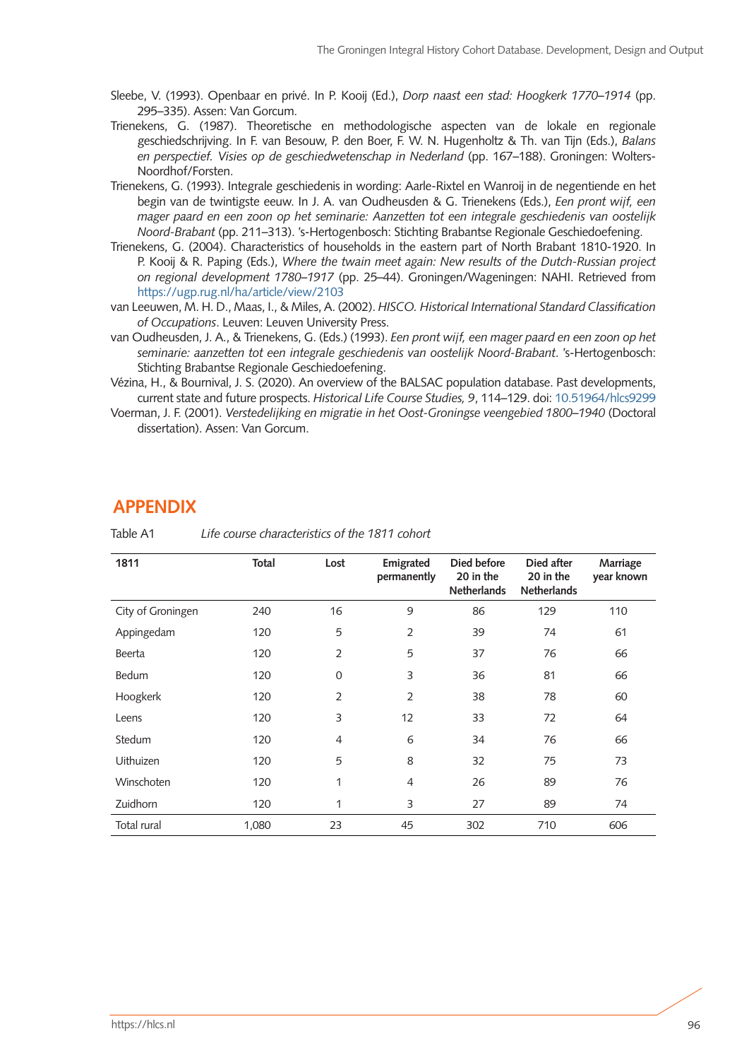Sleebe, V. (1993). Openbaar en privé. In P. Kooij (Ed.), *Dorp naast een stad: Hoogkerk 1770–1914* (pp. 295–335). Assen: Van Gorcum.

Trienekens, G. (1987). Theoretische en methodologische aspecten van de lokale en regionale geschiedschrijving. In F. van Besouw, P. den Boer, F. W. N. Hugenholtz & Th. van Tijn (Eds.), *Balans en perspectief. Visies op de geschiedwetenschap in Nederland* (pp. 167–188). Groningen: Wolters-Noordhof/Forsten.

Trienekens, G. (1993). Integrale geschiedenis in wording: Aarle-Rixtel en Wanroij in de negentiende en het begin van de twintigste eeuw. In J. A. van Oudheusden & G. Trienekens (Eds.), *Een pront wijf, een mager paard en een zoon op het seminarie: Aanzetten tot een integrale geschiedenis van oostelijk Noord-Brabant* (pp. 211–313). 's-Hertogenbosch: Stichting Brabantse Regionale Geschiedoefening.

Trienekens, G. (2004). Characteristics of households in the eastern part of North Brabant 1810-1920. In P. Kooij & R. Paping (Eds.), *Where the twain meet again: New results of the Dutch-Russian project on regional development 1780–1917* (pp. 25–44). Groningen/Wageningen: NAHI. Retrieved from https://ugp.rug.nl/ha/article/view/2103

van Leeuwen, M. H. D., Maas, I., & Miles, A. (2002). *HISCO. Historical International Standard Classification of Occupations*. Leuven: Leuven University Press.

van Oudheusden, J. A., & Trienekens, G. (Eds.) (1993). *Een pront wijf, een mager paard en een zoon op het seminarie: aanzetten tot een integrale geschiedenis van oostelijk Noord-Brabant*. 's-Hertogenbosch: Stichting Brabantse Regionale Geschiedoefening.

Vézina, H., & Bournival, J. S. (2020). An overview of the BALSAC population database. Past developments, current state and future prospects. *Historical Life Course Studies, 9*, 114–129. doi: 10.51964/hlcs9299

Voerman, J. F. (2001). *Verstedelijking en migratie in het Oost-Groningse veengebied 1800–1940* (Doctoral dissertation). Assen: Van Gorcum.

## APPENDIX

Table A1 *Life course characteristics of the 1811 cohort*

| 1811 | Total | Lost | Emigrated permanently | Died before 20 in the Netherlands | Died after 20 in the Netherlands | Marriage year known |
|---|---|---|---|---|---|---|
| City of Groningen | 240 | 16 | 9 | 86 | 129 | 110 |
| Appingedam | 120 | 5 | 2 | 39 | 74 | 61 |
| Beerta | 120 | 2 | 5 | 37 | 76 | 66 |
| Bedum | 120 | 0 | 3 | 36 | 81 | 66 |
| Hoogkerk | 120 | 2 | 2 | 38 | 78 | 60 |
| Leens | 120 | 3 | 12 | 33 | 72 | 64 |
| Stedum | 120 | 4 | 6 | 34 | 76 | 66 |
| Uithuizen | 120 | 5 | 8 | 32 | 75 | 73 |
| Winschoten | 120 | 1 | 4 | 26 | 89 | 76 |
| Zuidhorn | 120 | 1 | 3 | 27 | 89 | 74 |
| Total rural | 1,080 | 23 | 45 | 302 | 710 | 606 |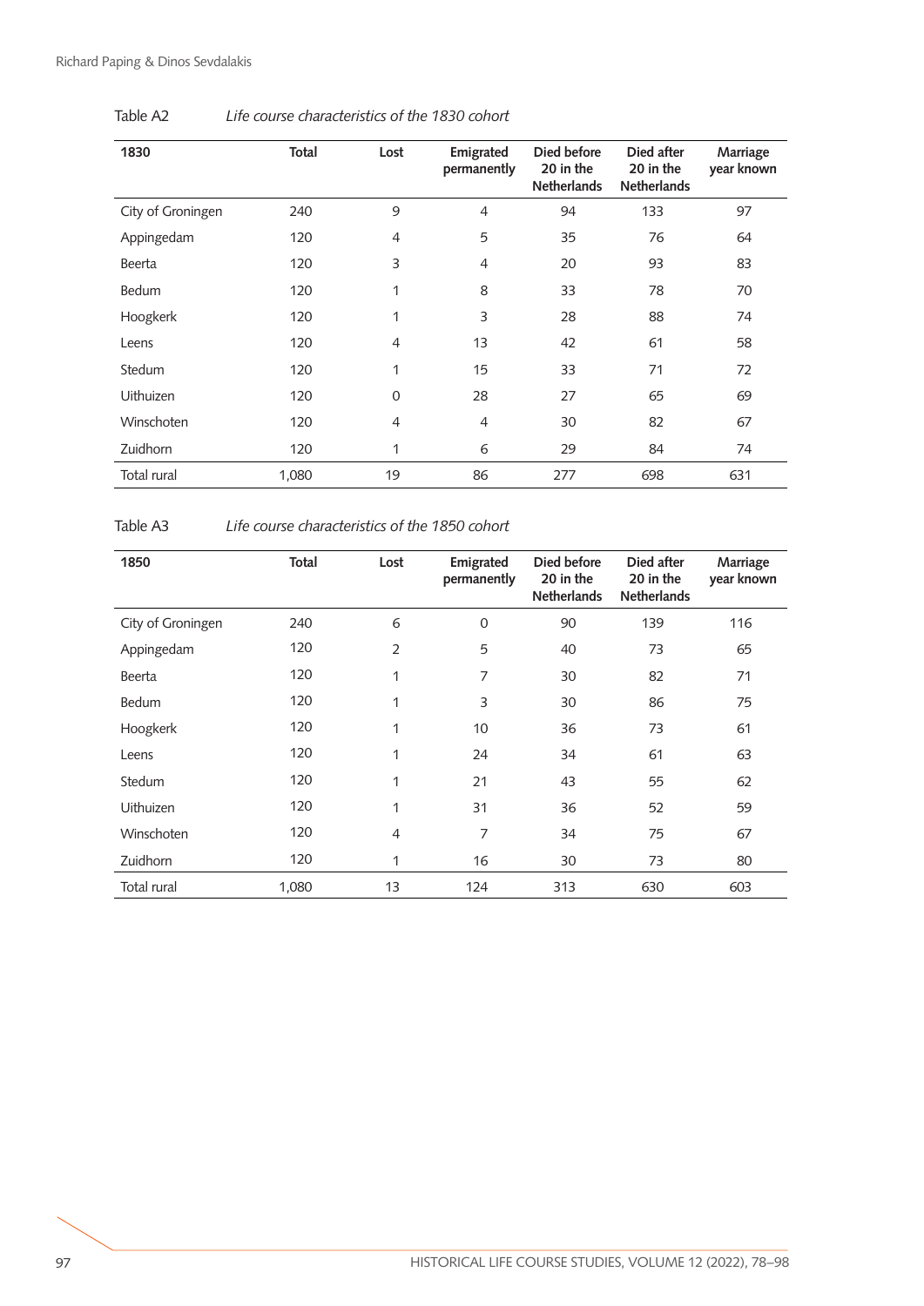Table A2 *Life course characteristics of the 1830 cohort*

| 1830 | Total | Lost | Emigrated permanently | Died before 20 in the Netherlands | Died after 20 in the Netherlands | Marriage year known |
|---|---|---|---|---|---|---|
| City of Groningen | 240 | 9 | 4 | 94 | 133 | 97 |
| Appingedam | 120 | 4 | 5 | 35 | 76 | 64 |
| Beerta | 120 | 3 | 4 | 20 | 93 | 83 |
| Bedum | 120 | 1 | 8 | 33 | 78 | 70 |
| Hoogkerk | 120 | 1 | 3 | 28 | 88 | 74 |
| Leens | 120 | 4 | 13 | 42 | 61 | 58 |
| Stedum | 120 | 1 | 15 | 33 | 71 | 72 |
| Uithuizen | 120 | 0 | 28 | 27 | 65 | 69 |
| Winschoten | 120 | 4 | 4 | 30 | 82 | 67 |
| Zuidhorn | 120 | 1 | 6 | 29 | 84 | 74 |
| Total rural | 1,080 | 19 | 86 | 277 | 698 | 631 |

Table A3 *Life course characteristics of the 1850 cohort*

| 1850 | Total | Lost | Emigrated permanently | Died before 20 in the Netherlands | Died after 20 in the Netherlands | Marriage year known |
|---|---|---|---|---|---|---|
| City of Groningen | 240 | 6 | 0 | 90 | 139 | 116 |
| Appingedam | 120 | 2 | 5 | 40 | 73 | 65 |
| Beerta | 120 | 1 | 7 | 30 | 82 | 71 |
| Bedum | 120 | 1 | 3 | 30 | 86 | 75 |
| Hoogkerk | 120 | 1 | 10 | 36 | 73 | 61 |
| Leens | 120 | 1 | 24 | 34 | 61 | 63 |
| Stedum | 120 | 1 | 21 | 43 | 55 | 62 |
| Uithuizen | 120 | 1 | 31 | 36 | 52 | 59 |
| Winschoten | 120 | 4 | 7 | 34 | 75 | 67 |
| Zuidhorn | 120 | 1 | 16 | 30 | 73 | 80 |
| Total rural | 1,080 | 13 | 124 | 313 | 630 | 603 |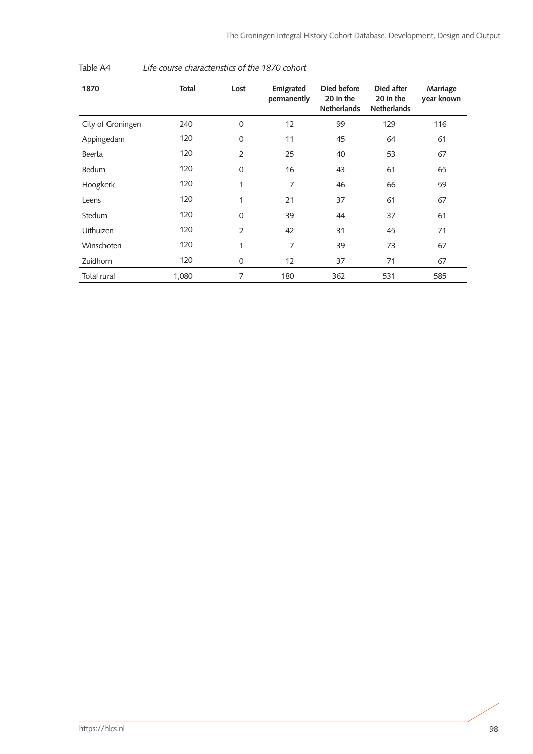Table A4 *Life course characteristics of the 1870 cohort*

| 1870 | Total | Lost | Emigrated permanently | Died before 20 in the Netherlands | Died after 20 in the Netherlands | Marriage year known |
|---|---|---|---|---|---|---|
| City of Groningen | 240 | 0 | 12 | 99 | 129 | 116 |
| Appingedam | 120 | 0 | 11 | 45 | 64 | 61 |
| Beerta | 120 | 2 | 25 | 40 | 53 | 67 |
| Bedum | 120 | 0 | 16 | 43 | 61 | 65 |
| Hoogkerk | 120 | 1 | 7 | 46 | 66 | 59 |
| Leens | 120 | 1 | 21 | 37 | 61 | 67 |
| Stedum | 120 | 0 | 39 | 44 | 37 | 61 |
| Uithuizen | 120 | 2 | 42 | 31 | 45 | 71 |
| Winschoten | 120 | 1 | 7 | 39 | 73 | 67 |
| Zuidhorn | 120 | 0 | 12 | 37 | 71 | 67 |
| Total rural | 1,080 | 7 | 180 | 362 | 531 | 585 |